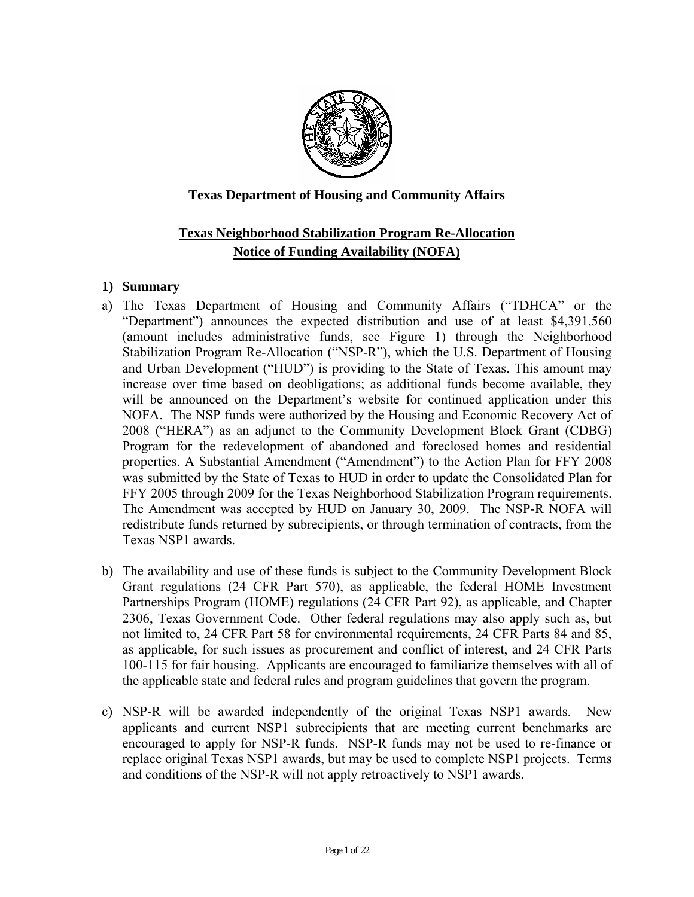**Texas Department of Housing and Community Affairs**

# Texas Neighborhood Stabilization Program Re-Allocation Notice of Funding Availability (NOFA)

## 1) Summary

a) The Texas Department of Housing and Community Affairs ("TDHCA" or the "Department") announces the expected distribution and use of at least $4,391,560 (amount includes administrative funds, see Figure 1) through the Neighborhood Stabilization Program Re-Allocation ("NSP-R"), which the U.S. Department of Housing and Urban Development ("HUD") is providing to the State of Texas. This amount may increase over time based on deobligations; as additional funds become available, they will be announced on the Department's website for continued application under this NOFA. The NSP funds were authorized by the Housing and Economic Recovery Act of 2008 ("HERA") as an adjunct to the Community Development Block Grant (CDBG) Program for the redevelopment of abandoned and foreclosed homes and residential properties. A Substantial Amendment ("Amendment") to the Action Plan for FFY 2008 was submitted by the State of Texas to HUD in order to update the Consolidated Plan for FFY 2005 through 2009 for the Texas Neighborhood Stabilization Program requirements. The Amendment was accepted by HUD on January 30, 2009. The NSP-R NOFA will redistribute funds returned by subrecipients, or through termination of contracts, from the Texas NSP1 awards.

b) The availability and use of these funds is subject to the Community Development Block Grant regulations (24 CFR Part 570), as applicable, the federal HOME Investment Partnerships Program (HOME) regulations (24 CFR Part 92), as applicable, and Chapter 2306, Texas Government Code. Other federal regulations may also apply such as, but not limited to, 24 CFR Part 58 for environmental requirements, 24 CFR Parts 84 and 85, as applicable, for such issues as procurement and conflict of interest, and 24 CFR Parts 100-115 for fair housing. Applicants are encouraged to familiarize themselves with all of the applicable state and federal rules and program guidelines that govern the program.

c) NSP-R will be awarded independently of the original Texas NSP1 awards. New applicants and current NSP1 subrecipients that are meeting current benchmarks are encouraged to apply for NSP-R funds. NSP-R funds may not be used to re-finance or replace original Texas NSP1 awards, but may be used to complete NSP1 projects. Terms and conditions of the NSP-R will not apply retroactively to NSP1 awards.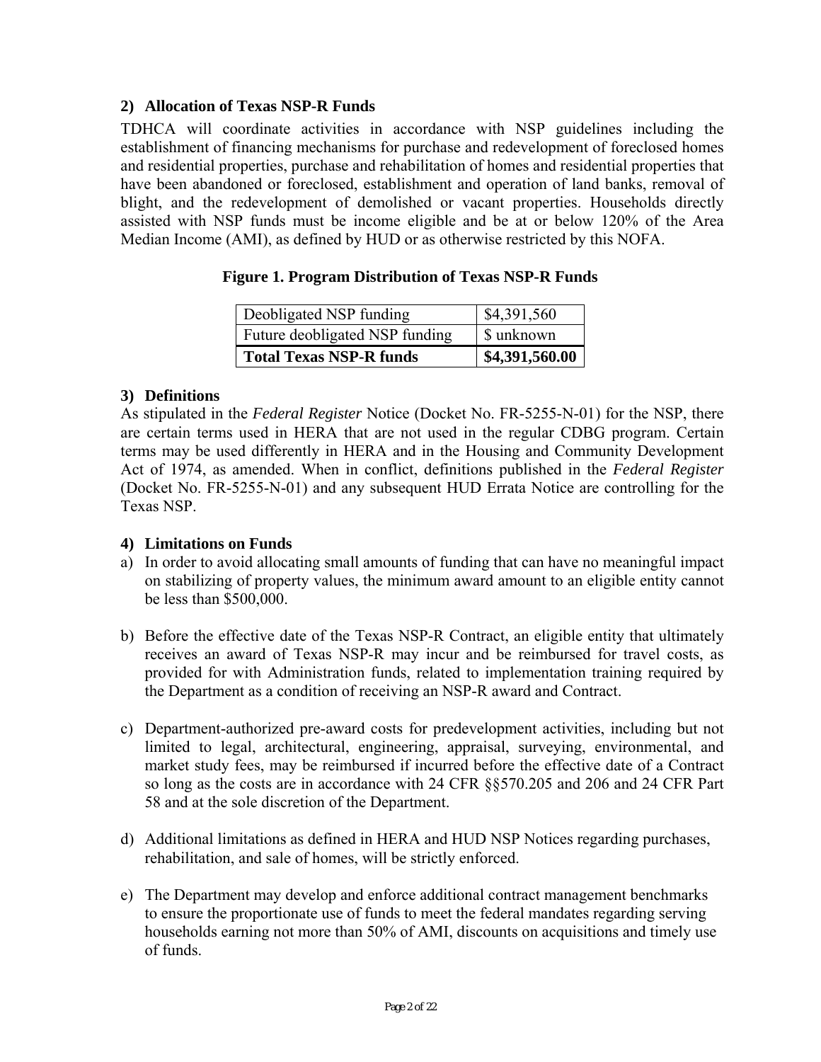## 2) Allocation of Texas NSP-R Funds

TDHCA will coordinate activities in accordance with NSP guidelines including the establishment of financing mechanisms for purchase and redevelopment of foreclosed homes and residential properties, purchase and rehabilitation of homes and residential properties that have been abandoned or foreclosed, establishment and operation of land banks, removal of blight, and the redevelopment of demolished or vacant properties. Households directly assisted with NSP funds must be income eligible and be at or below 120% of the Area Median Income (AMI), as defined by HUD or as otherwise restricted by this NOFA.

**Figure 1. Program Distribution of Texas NSP-R Funds**

| | |
|---|---|
| Deobligated NSP funding | $4,391,560 |
| Future deobligated NSP funding | $ unknown |
| **Total Texas NSP-R funds** | **$4,391,560.00** |

## 3) Definitions

As stipulated in the *Federal Register* Notice (Docket No. FR-5255-N-01) for the NSP, there are certain terms used in HERA that are not used in the regular CDBG program. Certain terms may be used differently in HERA and in the Housing and Community Development Act of 1974, as amended. When in conflict, definitions published in the *Federal Register* (Docket No. FR-5255-N-01) and any subsequent HUD Errata Notice are controlling for the Texas NSP.

## 4) Limitations on Funds

a) In order to avoid allocating small amounts of funding that can have no meaningful impact on stabilizing of property values, the minimum award amount to an eligible entity cannot be less than $500,000.

b) Before the effective date of the Texas NSP-R Contract, an eligible entity that ultimately receives an award of Texas NSP-R may incur and be reimbursed for travel costs, as provided for with Administration funds, related to implementation training required by the Department as a condition of receiving an NSP-R award and Contract.

c) Department-authorized pre-award costs for predevelopment activities, including but not limited to legal, architectural, engineering, appraisal, surveying, environmental, and market study fees, may be reimbursed if incurred before the effective date of a Contract so long as the costs are in accordance with 24 CFR §§570.205 and 206 and 24 CFR Part 58 and at the sole discretion of the Department.

d) Additional limitations as defined in HERA and HUD NSP Notices regarding purchases, rehabilitation, and sale of homes, will be strictly enforced.

e) The Department may develop and enforce additional contract management benchmarks to ensure the proportionate use of funds to meet the federal mandates regarding serving households earning not more than 50% of AMI, discounts on acquisitions and timely use of funds.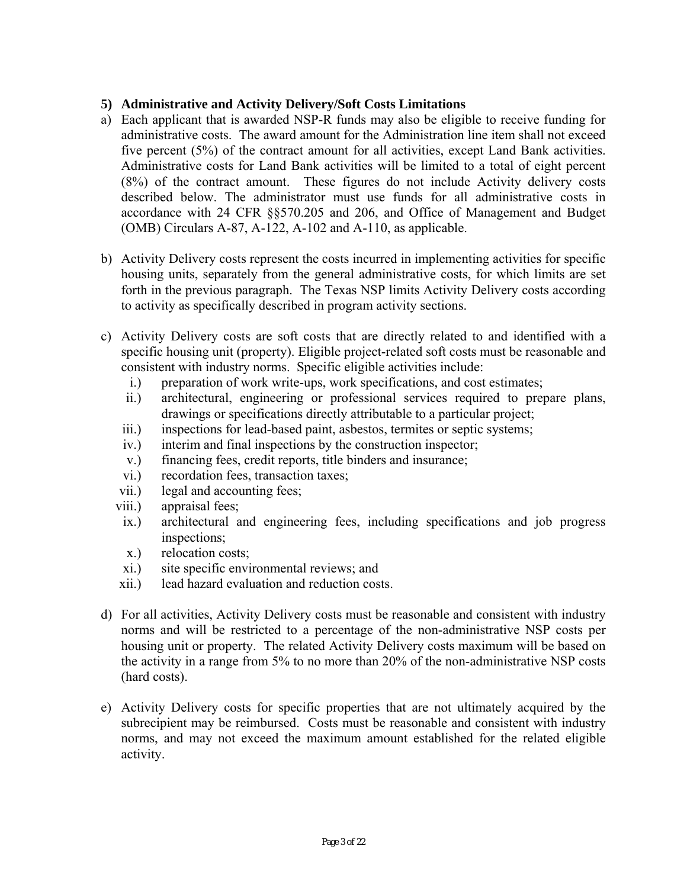### 5) Administrative and Activity Delivery/Soft Costs Limitations

a) Each applicant that is awarded NSP-R funds may also be eligible to receive funding for administrative costs. The award amount for the Administration line item shall not exceed five percent (5%) of the contract amount for all activities, except Land Bank activities. Administrative costs for Land Bank activities will be limited to a total of eight percent (8%) of the contract amount. These figures do not include Activity delivery costs described below. The administrator must use funds for all administrative costs in accordance with 24 CFR §§570.205 and 206, and Office of Management and Budget (OMB) Circulars A-87, A-122, A-102 and A-110, as applicable.

b) Activity Delivery costs represent the costs incurred in implementing activities for specific housing units, separately from the general administrative costs, for which limits are set forth in the previous paragraph. The Texas NSP limits Activity Delivery costs according to activity as specifically described in program activity sections.

c) Activity Delivery costs are soft costs that are directly related to and identified with a specific housing unit (property). Eligible project-related soft costs must be reasonable and consistent with industry norms. Specific eligible activities include:

   i.) preparation of work write-ups, work specifications, and cost estimates;
   ii.) architectural, engineering or professional services required to prepare plans, drawings or specifications directly attributable to a particular project;
   iii.) inspections for lead-based paint, asbestos, termites or septic systems;
   iv.) interim and final inspections by the construction inspector;
   v.) financing fees, credit reports, title binders and insurance;
   vi.) recordation fees, transaction taxes;
   vii.) legal and accounting fees;
   viii.) appraisal fees;
   ix.) architectural and engineering fees, including specifications and job progress inspections;
   x.) relocation costs;
   xi.) site specific environmental reviews; and
   xii.) lead hazard evaluation and reduction costs.

d) For all activities, Activity Delivery costs must be reasonable and consistent with industry norms and will be restricted to a percentage of the non-administrative NSP costs per housing unit or property. The related Activity Delivery costs maximum will be based on the activity in a range from 5% to no more than 20% of the non-administrative NSP costs (hard costs).

e) Activity Delivery costs for specific properties that are not ultimately acquired by the subrecipient may be reimbursed. Costs must be reasonable and consistent with industry norms, and may not exceed the maximum amount established for the related eligible activity.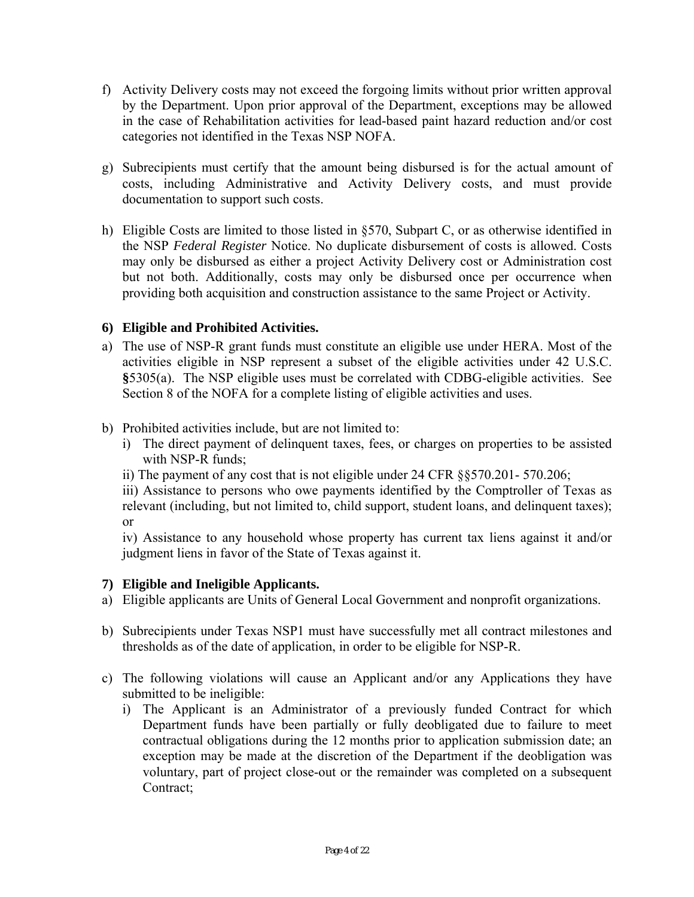f) Activity Delivery costs may not exceed the forgoing limits without prior written approval by the Department. Upon prior approval of the Department, exceptions may be allowed in the case of Rehabilitation activities for lead-based paint hazard reduction and/or cost categories not identified in the Texas NSP NOFA.

g) Subrecipients must certify that the amount being disbursed is for the actual amount of costs, including Administrative and Activity Delivery costs, and must provide documentation to support such costs.

h) Eligible Costs are limited to those listed in §570, Subpart C, or as otherwise identified in the NSP *Federal Register* Notice. No duplicate disbursement of costs is allowed. Costs may only be disbursed as either a project Activity Delivery cost or Administration cost but not both. Additionally, costs may only be disbursed once per occurrence when providing both acquisition and construction assistance to the same Project or Activity.

**6) Eligible and Prohibited Activities.**

a) The use of NSP-R grant funds must constitute an eligible use under HERA. Most of the activities eligible in NSP represent a subset of the eligible activities under 42 U.S.C. **§**5305(a). The NSP eligible uses must be correlated with CDBG-eligible activities. See Section 8 of the NOFA for a complete listing of eligible activities and uses.

b) Prohibited activities include, but are not limited to:
   i) The direct payment of delinquent taxes, fees, or charges on properties to be assisted with NSP-R funds;
   ii) The payment of any cost that is not eligible under 24 CFR §§570.201- 570.206;
   iii) Assistance to persons who owe payments identified by the Comptroller of Texas as relevant (including, but not limited to, child support, student loans, and delinquent taxes); or
   iv) Assistance to any household whose property has current tax liens against it and/or judgment liens in favor of the State of Texas against it.

**7) Eligible and Ineligible Applicants.**

a) Eligible applicants are Units of General Local Government and nonprofit organizations.

b) Subrecipients under Texas NSP1 must have successfully met all contract milestones and thresholds as of the date of application, in order to be eligible for NSP-R.

c) The following violations will cause an Applicant and/or any Applications they have submitted to be ineligible:
   i) The Applicant is an Administrator of a previously funded Contract for which Department funds have been partially or fully deobligated due to failure to meet contractual obligations during the 12 months prior to application submission date; an exception may be made at the discretion of the Department if the deobligation was voluntary, part of project close-out or the remainder was completed on a subsequent Contract;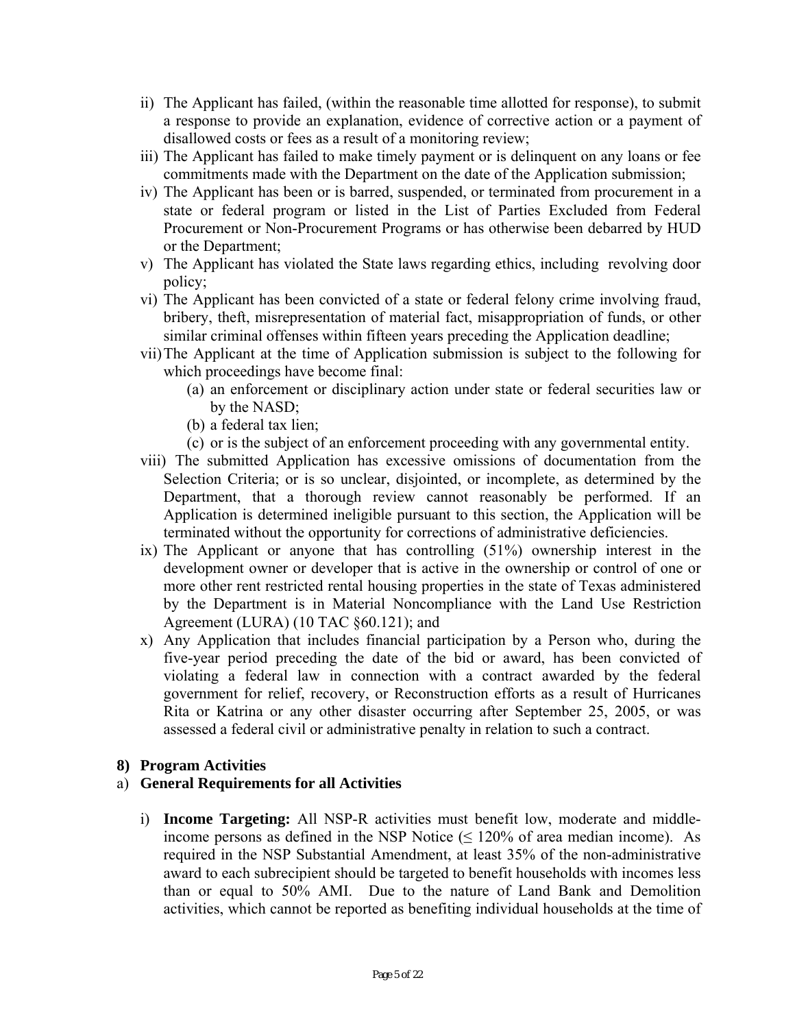- ii) The Applicant has failed, (within the reasonable time allotted for response), to submit a response to provide an explanation, evidence of corrective action or a payment of disallowed costs or fees as a result of a monitoring review;
- iii) The Applicant has failed to make timely payment or is delinquent on any loans or fee commitments made with the Department on the date of the Application submission;
- iv) The Applicant has been or is barred, suspended, or terminated from procurement in a state or federal program or listed in the List of Parties Excluded from Federal Procurement or Non-Procurement Programs or has otherwise been debarred by HUD or the Department;
- v) The Applicant has violated the State laws regarding ethics, including revolving door policy;
- vi) The Applicant has been convicted of a state or federal felony crime involving fraud, bribery, theft, misrepresentation of material fact, misappropriation of funds, or other similar criminal offenses within fifteen years preceding the Application deadline;
- vii) The Applicant at the time of Application submission is subject to the following for which proceedings have become final:
  - (a) an enforcement or disciplinary action under state or federal securities law or by the NASD;
  - (b) a federal tax lien;
  - (c) or is the subject of an enforcement proceeding with any governmental entity.
- viii) The submitted Application has excessive omissions of documentation from the Selection Criteria; or is so unclear, disjointed, or incomplete, as determined by the Department, that a thorough review cannot reasonably be performed. If an Application is determined ineligible pursuant to this section, the Application will be terminated without the opportunity for corrections of administrative deficiencies.
- ix) The Applicant or anyone that has controlling (51%) ownership interest in the development owner or developer that is active in the ownership or control of one or more other rent restricted rental housing properties in the state of Texas administered by the Department is in Material Noncompliance with the Land Use Restriction Agreement (LURA) (10 TAC §60.121); and
- x) Any Application that includes financial participation by a Person who, during the five-year period preceding the date of the bid or award, has been convicted of violating a federal law in connection with a contract awarded by the federal government for relief, recovery, or Reconstruction efforts as a result of Hurricanes Rita or Katrina or any other disaster occurring after September 25, 2005, or was assessed a federal civil or administrative penalty in relation to such a contract.

**8) Program Activities**

a) **General Requirements for all Activities**

- i) **Income Targeting:** All NSP-R activities must benefit low, moderate and middle-income persons as defined in the NSP Notice (≤ 120% of area median income). As required in the NSP Substantial Amendment, at least 35% of the non-administrative award to each subrecipient should be targeted to benefit households with incomes less than or equal to 50% AMI. Due to the nature of Land Bank and Demolition activities, which cannot be reported as benefiting individual households at the time of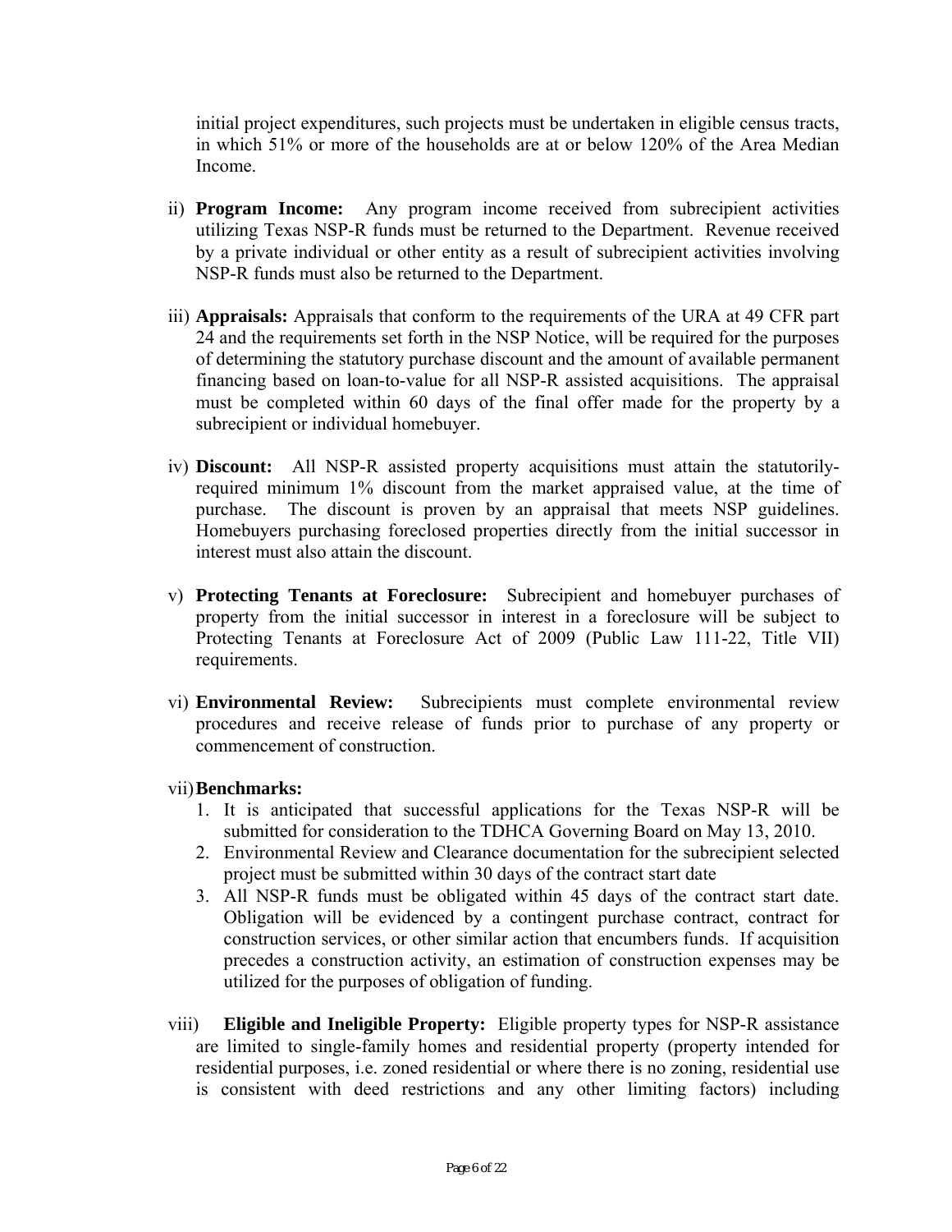initial project expenditures, such projects must be undertaken in eligible census tracts, in which 51% or more of the households are at or below 120% of the Area Median Income.

ii) **Program Income:** Any program income received from subrecipient activities utilizing Texas NSP-R funds must be returned to the Department. Revenue received by a private individual or other entity as a result of subrecipient activities involving NSP-R funds must also be returned to the Department.

iii) **Appraisals:** Appraisals that conform to the requirements of the URA at 49 CFR part 24 and the requirements set forth in the NSP Notice, will be required for the purposes of determining the statutory purchase discount and the amount of available permanent financing based on loan-to-value for all NSP-R assisted acquisitions. The appraisal must be completed within 60 days of the final offer made for the property by a subrecipient or individual homebuyer.

iv) **Discount:** All NSP-R assisted property acquisitions must attain the statutorily-required minimum 1% discount from the market appraised value, at the time of purchase. The discount is proven by an appraisal that meets NSP guidelines. Homebuyers purchasing foreclosed properties directly from the initial successor in interest must also attain the discount.

v) **Protecting Tenants at Foreclosure:** Subrecipient and homebuyer purchases of property from the initial successor in interest in a foreclosure will be subject to Protecting Tenants at Foreclosure Act of 2009 (Public Law 111-22, Title VII) requirements.

vi) **Environmental Review:** Subrecipients must complete environmental review procedures and receive release of funds prior to purchase of any property or commencement of construction.

vii) **Benchmarks:**

1. It is anticipated that successful applications for the Texas NSP-R will be submitted for consideration to the TDHCA Governing Board on May 13, 2010.
2. Environmental Review and Clearance documentation for the subrecipient selected project must be submitted within 30 days of the contract start date
3. All NSP-R funds must be obligated within 45 days of the contract start date. Obligation will be evidenced by a contingent purchase contract, contract for construction services, or other similar action that encumbers funds. If acquisition precedes a construction activity, an estimation of construction expenses may be utilized for the purposes of obligation of funding.

viii) **Eligible and Ineligible Property:** Eligible property types for NSP-R assistance are limited to single-family homes and residential property (property intended for residential purposes, i.e. zoned residential or where there is no zoning, residential use is consistent with deed restrictions and any other limiting factors) including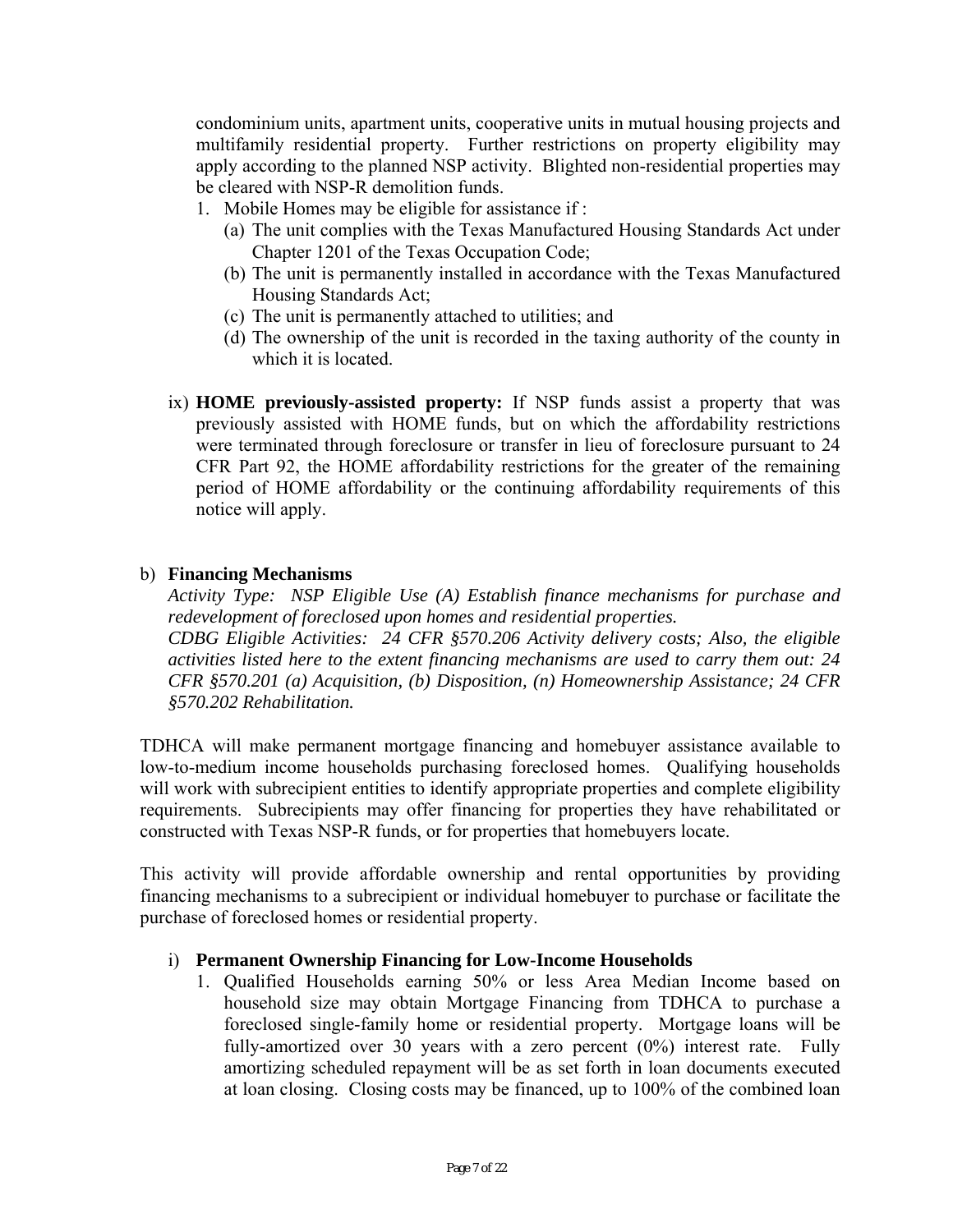condominium units, apartment units, cooperative units in mutual housing projects and multifamily residential property. Further restrictions on property eligibility may apply according to the planned NSP activity. Blighted non-residential properties may be cleared with NSP-R demolition funds.

1. Mobile Homes may be eligible for assistance if :
   - (a) The unit complies with the Texas Manufactured Housing Standards Act under Chapter 1201 of the Texas Occupation Code;
   - (b) The unit is permanently installed in accordance with the Texas Manufactured Housing Standards Act;
   - (c) The unit is permanently attached to utilities; and
   - (d) The ownership of the unit is recorded in the taxing authority of the county in which it is located.

ix) **HOME previously-assisted property:** If NSP funds assist a property that was previously assisted with HOME funds, but on which the affordability restrictions were terminated through foreclosure or transfer in lieu of foreclosure pursuant to 24 CFR Part 92, the HOME affordability restrictions for the greater of the remaining period of HOME affordability or the continuing affordability requirements of this notice will apply.

b) **Financing Mechanisms**

*Activity Type: NSP Eligible Use (A) Establish finance mechanisms for purchase and redevelopment of foreclosed upon homes and residential properties.*
*CDBG Eligible Activities: 24 CFR §570.206 Activity delivery costs; Also, the eligible activities listed here to the extent financing mechanisms are used to carry them out: 24 CFR §570.201 (a) Acquisition, (b) Disposition, (n) Homeownership Assistance; 24 CFR §570.202 Rehabilitation.*

TDHCA will make permanent mortgage financing and homebuyer assistance available to low-to-medium income households purchasing foreclosed homes. Qualifying households will work with subrecipient entities to identify appropriate properties and complete eligibility requirements. Subrecipients may offer financing for properties they have rehabilitated or constructed with Texas NSP-R funds, or for properties that homebuyers locate.

This activity will provide affordable ownership and rental opportunities by providing financing mechanisms to a subrecipient or individual homebuyer to purchase or facilitate the purchase of foreclosed homes or residential property.

i) **Permanent Ownership Financing for Low-Income Households**

1. Qualified Households earning 50% or less Area Median Income based on household size may obtain Mortgage Financing from TDHCA to purchase a foreclosed single-family home or residential property. Mortgage loans will be fully-amortized over 30 years with a zero percent (0%) interest rate. Fully amortizing scheduled repayment will be as set forth in loan documents executed at loan closing. Closing costs may be financed, up to 100% of the combined loan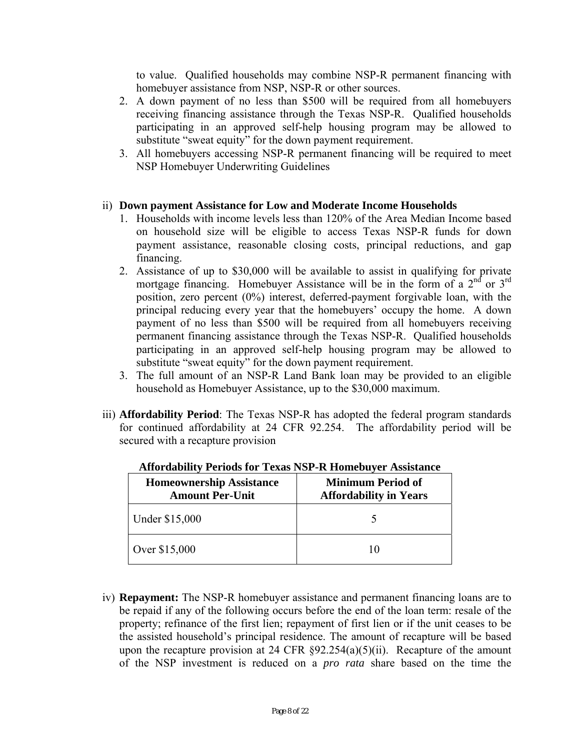to value. Qualified households may combine NSP-R permanent financing with homebuyer assistance from NSP, NSP-R or other sources.

2. A down payment of no less than $500 will be required from all homebuyers receiving financing assistance through the Texas NSP-R. Qualified households participating in an approved self-help housing program may be allowed to substitute "sweat equity" for the down payment requirement.
3. All homebuyers accessing NSP-R permanent financing will be required to meet NSP Homebuyer Underwriting Guidelines

ii) **Down payment Assistance for Low and Moderate Income Households**

1. Households with income levels less than 120% of the Area Median Income based on household size will be eligible to access Texas NSP-R funds for down payment assistance, reasonable closing costs, principal reductions, and gap financing.
2. Assistance of up to $30,000 will be available to assist in qualifying for private mortgage financing. Homebuyer Assistance will be in the form of a 2nd or 3rd position, zero percent (0%) interest, deferred-payment forgivable loan, with the principal reducing every year that the homebuyers' occupy the home. A down payment of no less than $500 will be required from all homebuyers receiving permanent financing assistance through the Texas NSP-R. Qualified households participating in an approved self-help housing program may be allowed to substitute "sweat equity" for the down payment requirement.
3. The full amount of an NSP-R Land Bank loan may be provided to an eligible household as Homebuyer Assistance, up to the $30,000 maximum.

iii) **Affordability Period**: The Texas NSP-R has adopted the federal program standards for continued affordability at 24 CFR 92.254. The affordability period will be secured with a recapture provision

**Affordability Periods for Texas NSP-R Homebuyer Assistance**

| Homeownership Assistance Amount Per-Unit | Minimum Period of Affordability in Years |
|---|---|
| Under $15,000 | 5 |
| Over $15,000 | 10 |

iv) **Repayment:** The NSP-R homebuyer assistance and permanent financing loans are to be repaid if any of the following occurs before the end of the loan term: resale of the property; refinance of the first lien; repayment of first lien or if the unit ceases to be the assisted household's principal residence. The amount of recapture will be based upon the recapture provision at 24 CFR §92.254(a)(5)(ii). Recapture of the amount of the NSP investment is reduced on a *pro rata* share based on the time the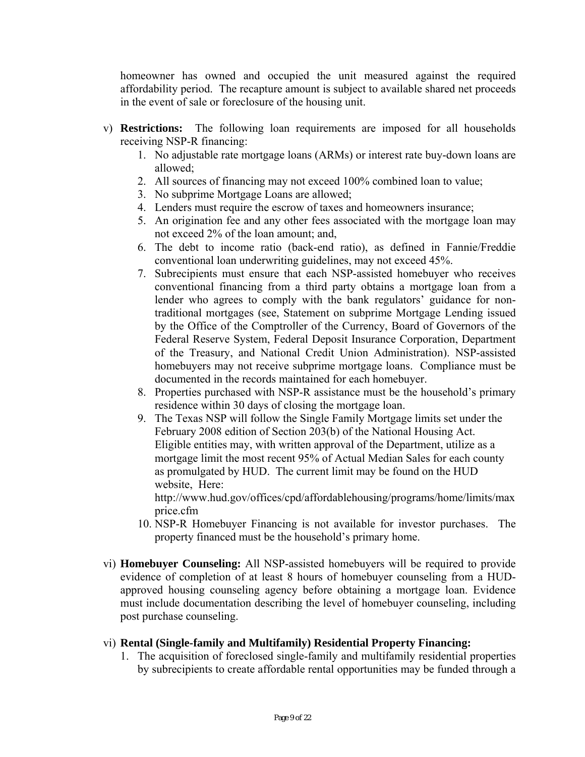homeowner has owned and occupied the unit measured against the required affordability period. The recapture amount is subject to available shared net proceeds in the event of sale or foreclosure of the housing unit.

v) **Restrictions:** The following loan requirements are imposed for all households receiving NSP-R financing:

1. No adjustable rate mortgage loans (ARMs) or interest rate buy-down loans are allowed;
2. All sources of financing may not exceed 100% combined loan to value;
3. No subprime Mortgage Loans are allowed;
4. Lenders must require the escrow of taxes and homeowners insurance;
5. An origination fee and any other fees associated with the mortgage loan may not exceed 2% of the loan amount; and,
6. The debt to income ratio (back-end ratio), as defined in Fannie/Freddie conventional loan underwriting guidelines, may not exceed 45%.
7. Subrecipients must ensure that each NSP-assisted homebuyer who receives conventional financing from a third party obtains a mortgage loan from a lender who agrees to comply with the bank regulators' guidance for non-traditional mortgages (see, Statement on subprime Mortgage Lending issued by the Office of the Comptroller of the Currency, Board of Governors of the Federal Reserve System, Federal Deposit Insurance Corporation, Department of the Treasury, and National Credit Union Administration). NSP-assisted homebuyers may not receive subprime mortgage loans. Compliance must be documented in the records maintained for each homebuyer.
8. Properties purchased with NSP-R assistance must be the household's primary residence within 30 days of closing the mortgage loan.
9. The Texas NSP will follow the Single Family Mortgage limits set under the February 2008 edition of Section 203(b) of the National Housing Act. Eligible entities may, with written approval of the Department, utilize as a mortgage limit the most recent 95% of Actual Median Sales for each county as promulgated by HUD. The current limit may be found on the HUD website, Here: http://www.hud.gov/offices/cpd/affordablehousing/programs/home/limits/maxprice.cfm
10. NSP-R Homebuyer Financing is not available for investor purchases. The property financed must be the household's primary home.

vi) **Homebuyer Counseling:** All NSP-assisted homebuyers will be required to provide evidence of completion of at least 8 hours of homebuyer counseling from a HUD-approved housing counseling agency before obtaining a mortgage loan. Evidence must include documentation describing the level of homebuyer counseling, including post purchase counseling.

vi) **Rental (Single-family and Multifamily) Residential Property Financing:**

1. The acquisition of foreclosed single-family and multifamily residential properties by subrecipients to create affordable rental opportunities may be funded through a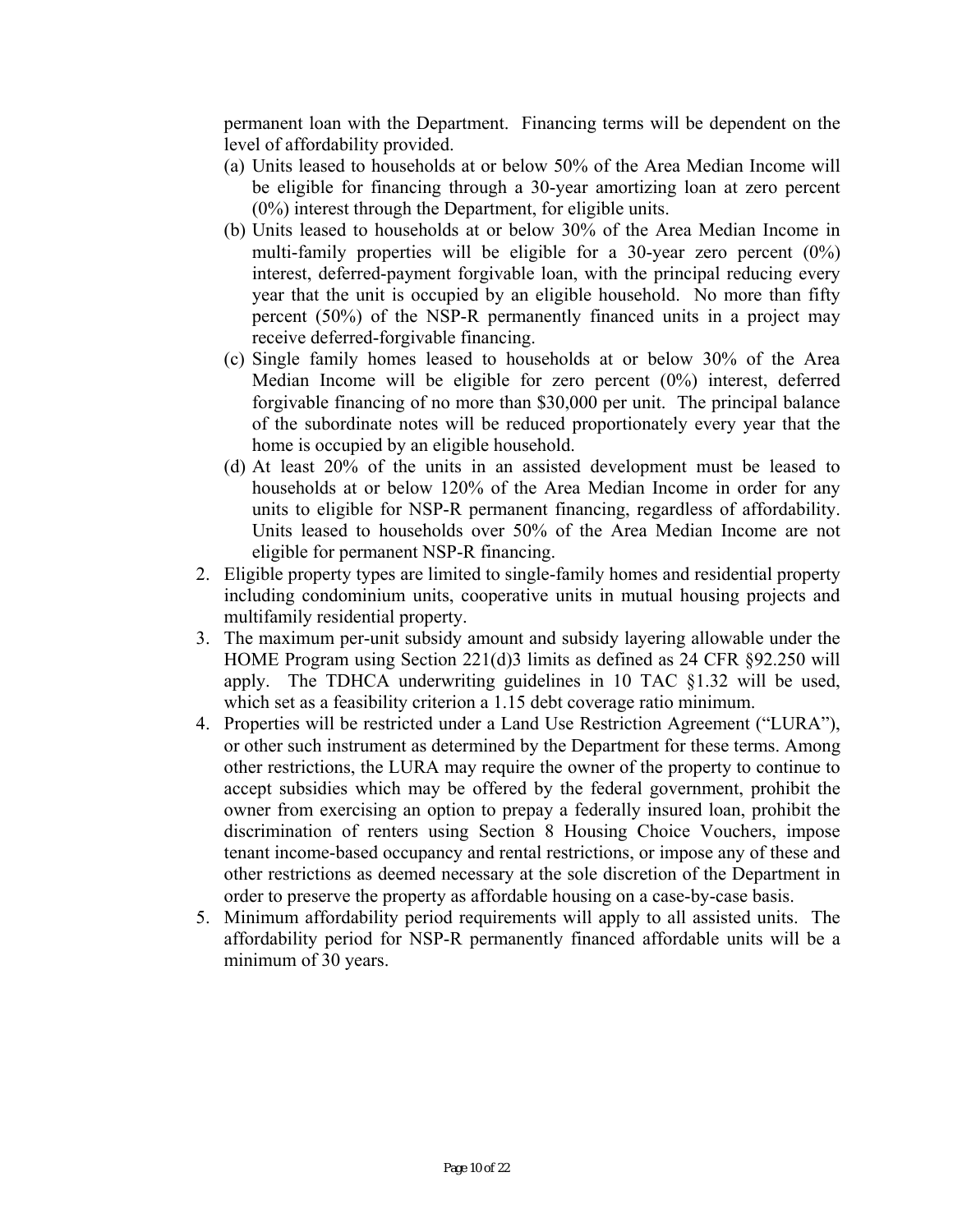permanent loan with the Department. Financing terms will be dependent on the level of affordability provided.

(a) Units leased to households at or below 50% of the Area Median Income will be eligible for financing through a 30-year amortizing loan at zero percent (0%) interest through the Department, for eligible units.

(b) Units leased to households at or below 30% of the Area Median Income in multi-family properties will be eligible for a 30-year zero percent (0%) interest, deferred-payment forgivable loan, with the principal reducing every year that the unit is occupied by an eligible household. No more than fifty percent (50%) of the NSP-R permanently financed units in a project may receive deferred-forgivable financing.

(c) Single family homes leased to households at or below 30% of the Area Median Income will be eligible for zero percent (0%) interest, deferred forgivable financing of no more than $30,000 per unit. The principal balance of the subordinate notes will be reduced proportionately every year that the home is occupied by an eligible household.

(d) At least 20% of the units in an assisted development must be leased to households at or below 120% of the Area Median Income in order for any units to eligible for NSP-R permanent financing, regardless of affordability. Units leased to households over 50% of the Area Median Income are not eligible for permanent NSP-R financing.

2. Eligible property types are limited to single-family homes and residential property including condominium units, cooperative units in mutual housing projects and multifamily residential property.

3. The maximum per-unit subsidy amount and subsidy layering allowable under the HOME Program using Section 221(d)3 limits as defined as 24 CFR §92.250 will apply. The TDHCA underwriting guidelines in 10 TAC §1.32 will be used, which set as a feasibility criterion a 1.15 debt coverage ratio minimum.

4. Properties will be restricted under a Land Use Restriction Agreement ("LURA"), or other such instrument as determined by the Department for these terms. Among other restrictions, the LURA may require the owner of the property to continue to accept subsidies which may be offered by the federal government, prohibit the owner from exercising an option to prepay a federally insured loan, prohibit the discrimination of renters using Section 8 Housing Choice Vouchers, impose tenant income-based occupancy and rental restrictions, or impose any of these and other restrictions as deemed necessary at the sole discretion of the Department in order to preserve the property as affordable housing on a case-by-case basis.

5. Minimum affordability period requirements will apply to all assisted units. The affordability period for NSP-R permanently financed affordable units will be a minimum of 30 years.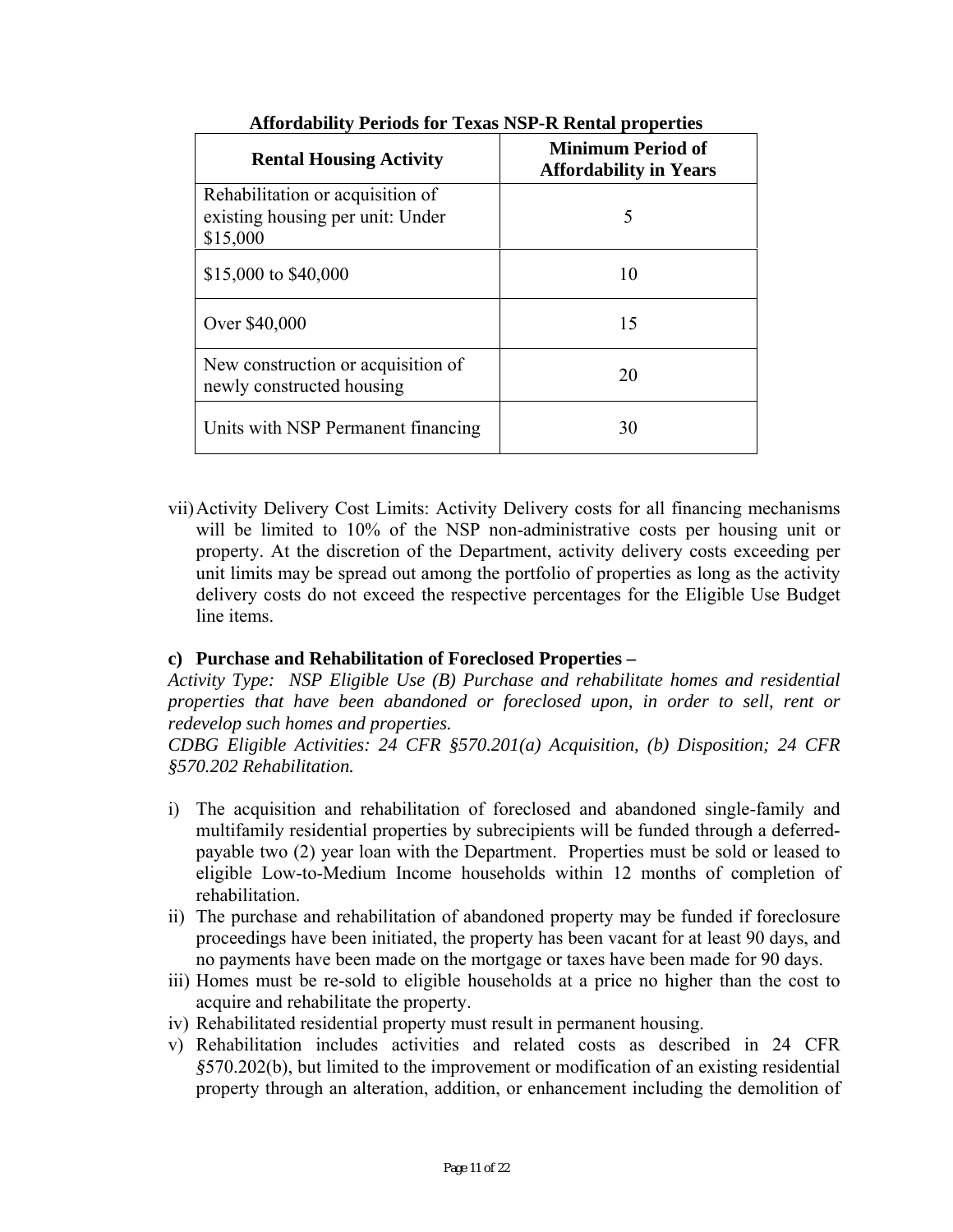**Affordability Periods for Texas NSP-R Rental properties**

| Rental Housing Activity | Minimum Period of Affordability in Years |
|---|---|
| Rehabilitation or acquisition of existing housing per unit: Under $15,000 | 5 |
| $15,000 to $40,000 | 10 |
| Over $40,000 | 15 |
| New construction or acquisition of newly constructed housing | 20 |
| Units with NSP Permanent financing | 30 |

vii) Activity Delivery Cost Limits: Activity Delivery costs for all financing mechanisms will be limited to 10% of the NSP non-administrative costs per housing unit or property. At the discretion of the Department, activity delivery costs exceeding per unit limits may be spread out among the portfolio of properties as long as the activity delivery costs do not exceed the respective percentages for the Eligible Use Budget line items.

**c) Purchase and Rehabilitation of Foreclosed Properties –**

*Activity Type: NSP Eligible Use (B) Purchase and rehabilitate homes and residential properties that have been abandoned or foreclosed upon, in order to sell, rent or redevelop such homes and properties.*

*CDBG Eligible Activities: 24 CFR §570.201(a) Acquisition, (b) Disposition; 24 CFR §570.202 Rehabilitation.*

i) The acquisition and rehabilitation of foreclosed and abandoned single-family and multifamily residential properties by subrecipients will be funded through a deferred-payable two (2) year loan with the Department. Properties must be sold or leased to eligible Low-to-Medium Income households within 12 months of completion of rehabilitation.

ii) The purchase and rehabilitation of abandoned property may be funded if foreclosure proceedings have been initiated, the property has been vacant for at least 90 days, and no payments have been made on the mortgage or taxes have been made for 90 days.

iii) Homes must be re-sold to eligible households at a price no higher than the cost to acquire and rehabilitate the property.

iv) Rehabilitated residential property must result in permanent housing.

v) Rehabilitation includes activities and related costs as described in 24 CFR §570.202(b), but limited to the improvement or modification of an existing residential property through an alteration, addition, or enhancement including the demolition of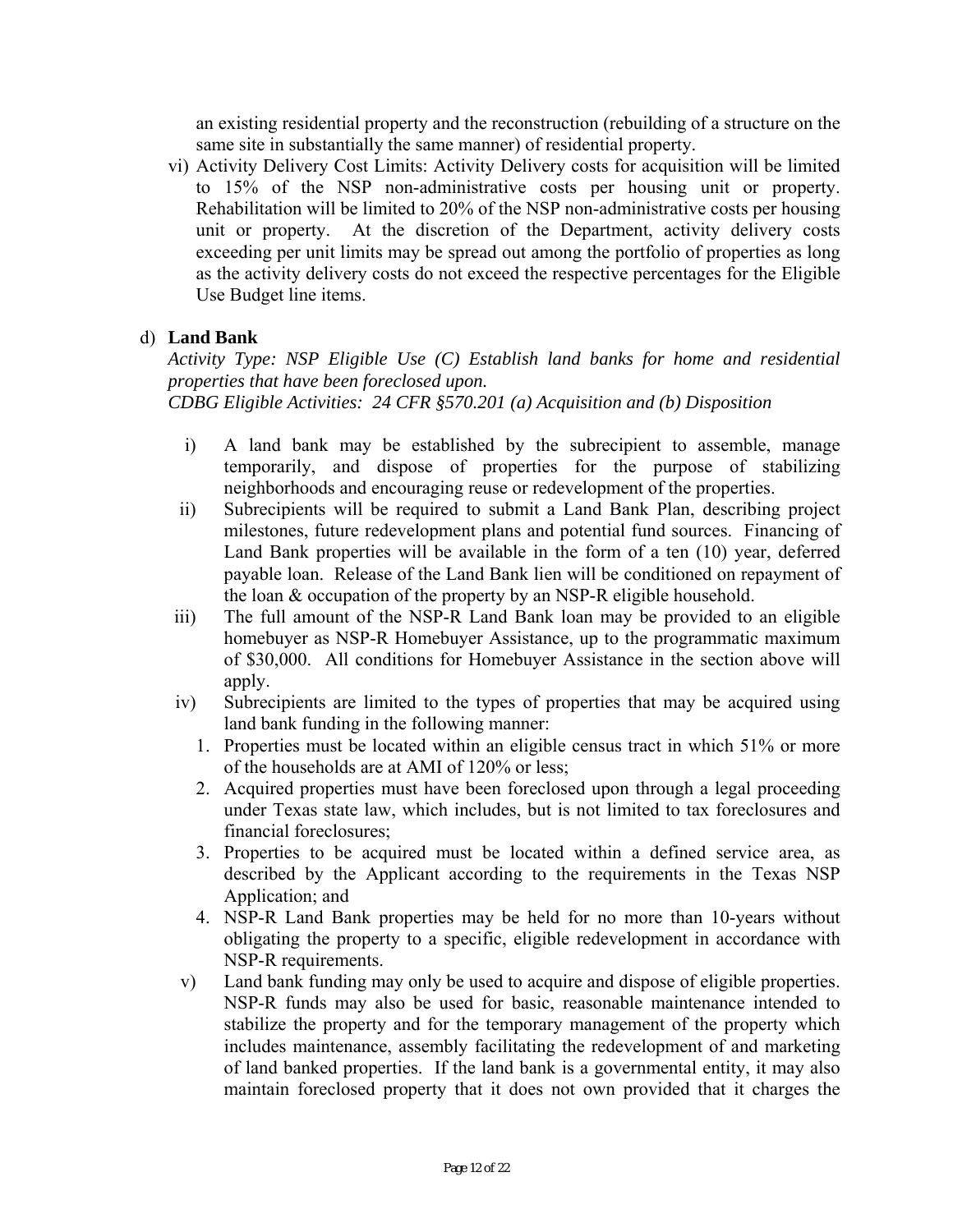an existing residential property and the reconstruction (rebuilding of a structure on the same site in substantially the same manner) of residential property.

vi) Activity Delivery Cost Limits: Activity Delivery costs for acquisition will be limited to 15% of the NSP non-administrative costs per housing unit or property. Rehabilitation will be limited to 20% of the NSP non-administrative costs per housing unit or property. At the discretion of the Department, activity delivery costs exceeding per unit limits may be spread out among the portfolio of properties as long as the activity delivery costs do not exceed the respective percentages for the Eligible Use Budget line items.

d) **Land Bank**

*Activity Type: NSP Eligible Use (C) Establish land banks for home and residential properties that have been foreclosed upon.*
*CDBG Eligible Activities: 24 CFR §570.201 (a) Acquisition and (b) Disposition*

i) A land bank may be established by the subrecipient to assemble, manage temporarily, and dispose of properties for the purpose of stabilizing neighborhoods and encouraging reuse or redevelopment of the properties.

ii) Subrecipients will be required to submit a Land Bank Plan, describing project milestones, future redevelopment plans and potential fund sources. Financing of Land Bank properties will be available in the form of a ten (10) year, deferred payable loan. Release of the Land Bank lien will be conditioned on repayment of the loan & occupation of the property by an NSP-R eligible household.

iii) The full amount of the NSP-R Land Bank loan may be provided to an eligible homebuyer as NSP-R Homebuyer Assistance, up to the programmatic maximum of \$30,000. All conditions for Homebuyer Assistance in the section above will apply.

iv) Subrecipients are limited to the types of properties that may be acquired using land bank funding in the following manner:

1. Properties must be located within an eligible census tract in which 51% or more of the households are at AMI of 120% or less;
2. Acquired properties must have been foreclosed upon through a legal proceeding under Texas state law, which includes, but is not limited to tax foreclosures and financial foreclosures;
3. Properties to be acquired must be located within a defined service area, as described by the Applicant according to the requirements in the Texas NSP Application; and
4. NSP-R Land Bank properties may be held for no more than 10-years without obligating the property to a specific, eligible redevelopment in accordance with NSP-R requirements.

v) Land bank funding may only be used to acquire and dispose of eligible properties. NSP-R funds may also be used for basic, reasonable maintenance intended to stabilize the property and for the temporary management of the property which includes maintenance, assembly facilitating the redevelopment of and marketing of land banked properties. If the land bank is a governmental entity, it may also maintain foreclosed property that it does not own provided that it charges the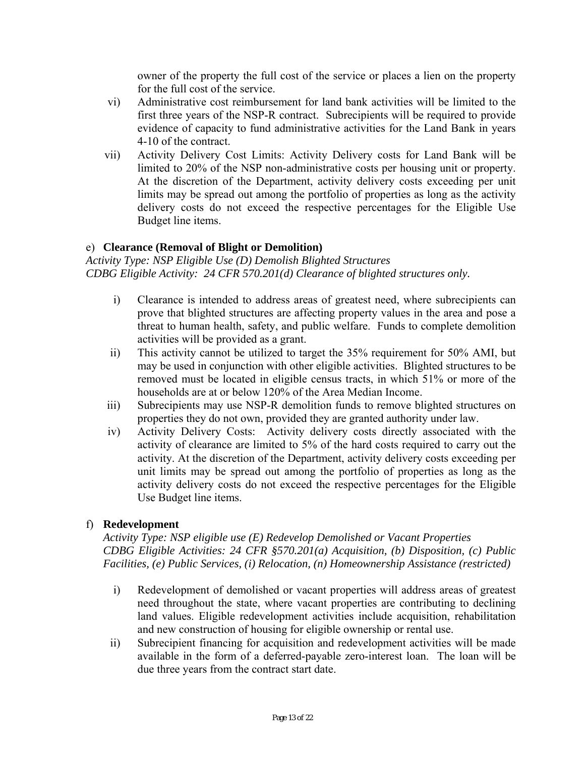owner of the property the full cost of the service or places a lien on the property for the full cost of the service.

vi) Administrative cost reimbursement for land bank activities will be limited to the first three years of the NSP-R contract. Subrecipients will be required to provide evidence of capacity to fund administrative activities for the Land Bank in years 4-10 of the contract.

vii) Activity Delivery Cost Limits: Activity Delivery costs for Land Bank will be limited to 20% of the NSP non-administrative costs per housing unit or property. At the discretion of the Department, activity delivery costs exceeding per unit limits may be spread out among the portfolio of properties as long as the activity delivery costs do not exceed the respective percentages for the Eligible Use Budget line items.

e) **Clearance (Removal of Blight or Demolition)**

*Activity Type: NSP Eligible Use (D) Demolish Blighted Structures*
*CDBG Eligible Activity: 24 CFR 570.201(d) Clearance of blighted structures only.*

i) Clearance is intended to address areas of greatest need, where subrecipients can prove that blighted structures are affecting property values in the area and pose a threat to human health, safety, and public welfare. Funds to complete demolition activities will be provided as a grant.

ii) This activity cannot be utilized to target the 35% requirement for 50% AMI, but may be used in conjunction with other eligible activities. Blighted structures to be removed must be located in eligible census tracts, in which 51% or more of the households are at or below 120% of the Area Median Income.

iii) Subrecipients may use NSP-R demolition funds to remove blighted structures on properties they do not own, provided they are granted authority under law.

iv) Activity Delivery Costs: Activity delivery costs directly associated with the activity of clearance are limited to 5% of the hard costs required to carry out the activity. At the discretion of the Department, activity delivery costs exceeding per unit limits may be spread out among the portfolio of properties as long as the activity delivery costs do not exceed the respective percentages for the Eligible Use Budget line items.

f) **Redevelopment**

*Activity Type: NSP eligible use (E) Redevelop Demolished or Vacant Properties*
*CDBG Eligible Activities: 24 CFR §570.201(a) Acquisition, (b) Disposition, (c) Public Facilities, (e) Public Services, (i) Relocation, (n) Homeownership Assistance (restricted)*

i) Redevelopment of demolished or vacant properties will address areas of greatest need throughout the state, where vacant properties are contributing to declining land values. Eligible redevelopment activities include acquisition, rehabilitation and new construction of housing for eligible ownership or rental use.

ii) Subrecipient financing for acquisition and redevelopment activities will be made available in the form of a deferred-payable zero-interest loan. The loan will be due three years from the contract start date.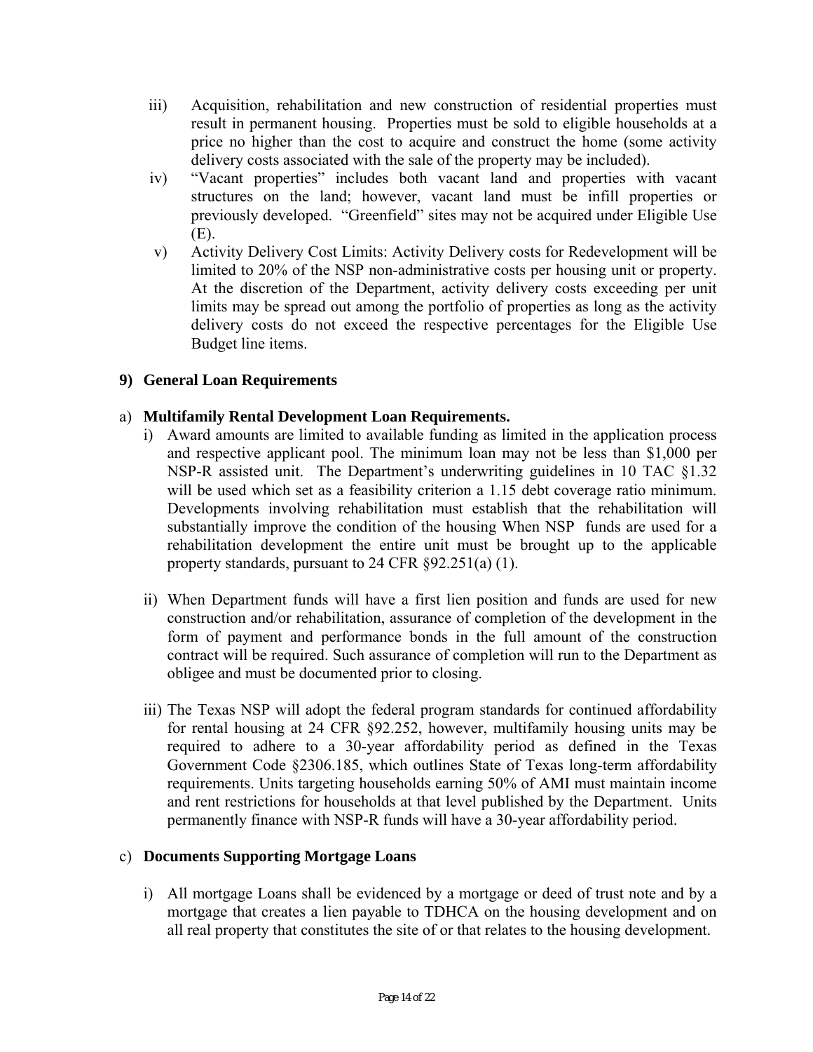iii) Acquisition, rehabilitation and new construction of residential properties must result in permanent housing. Properties must be sold to eligible households at a price no higher than the cost to acquire and construct the home (some activity delivery costs associated with the sale of the property may be included).

iv) "Vacant properties" includes both vacant land and properties with vacant structures on the land; however, vacant land must be infill properties or previously developed. "Greenfield" sites may not be acquired under Eligible Use (E).

v) Activity Delivery Cost Limits: Activity Delivery costs for Redevelopment will be limited to 20% of the NSP non-administrative costs per housing unit or property. At the discretion of the Department, activity delivery costs exceeding per unit limits may be spread out among the portfolio of properties as long as the activity delivery costs do not exceed the respective percentages for the Eligible Use Budget line items.

### 9) General Loan Requirements

a) **Multifamily Rental Development Loan Requirements.**

i) Award amounts are limited to available funding as limited in the application process and respective applicant pool. The minimum loan may not be less than $1,000 per NSP-R assisted unit. The Department's underwriting guidelines in 10 TAC §1.32 will be used which set as a feasibility criterion a 1.15 debt coverage ratio minimum. Developments involving rehabilitation must establish that the rehabilitation will substantially improve the condition of the housing When NSP funds are used for a rehabilitation development the entire unit must be brought up to the applicable property standards, pursuant to 24 CFR §92.251(a) (1).

ii) When Department funds will have a first lien position and funds are used for new construction and/or rehabilitation, assurance of completion of the development in the form of payment and performance bonds in the full amount of the construction contract will be required. Such assurance of completion will run to the Department as obligee and must be documented prior to closing.

iii) The Texas NSP will adopt the federal program standards for continued affordability for rental housing at 24 CFR §92.252, however, multifamily housing units may be required to adhere to a 30-year affordability period as defined in the Texas Government Code §2306.185, which outlines State of Texas long-term affordability requirements. Units targeting households earning 50% of AMI must maintain income and rent restrictions for households at that level published by the Department. Units permanently finance with NSP-R funds will have a 30-year affordability period.

c) **Documents Supporting Mortgage Loans**

i) All mortgage Loans shall be evidenced by a mortgage or deed of trust note and by a mortgage that creates a lien payable to TDHCA on the housing development and on all real property that constitutes the site of or that relates to the housing development.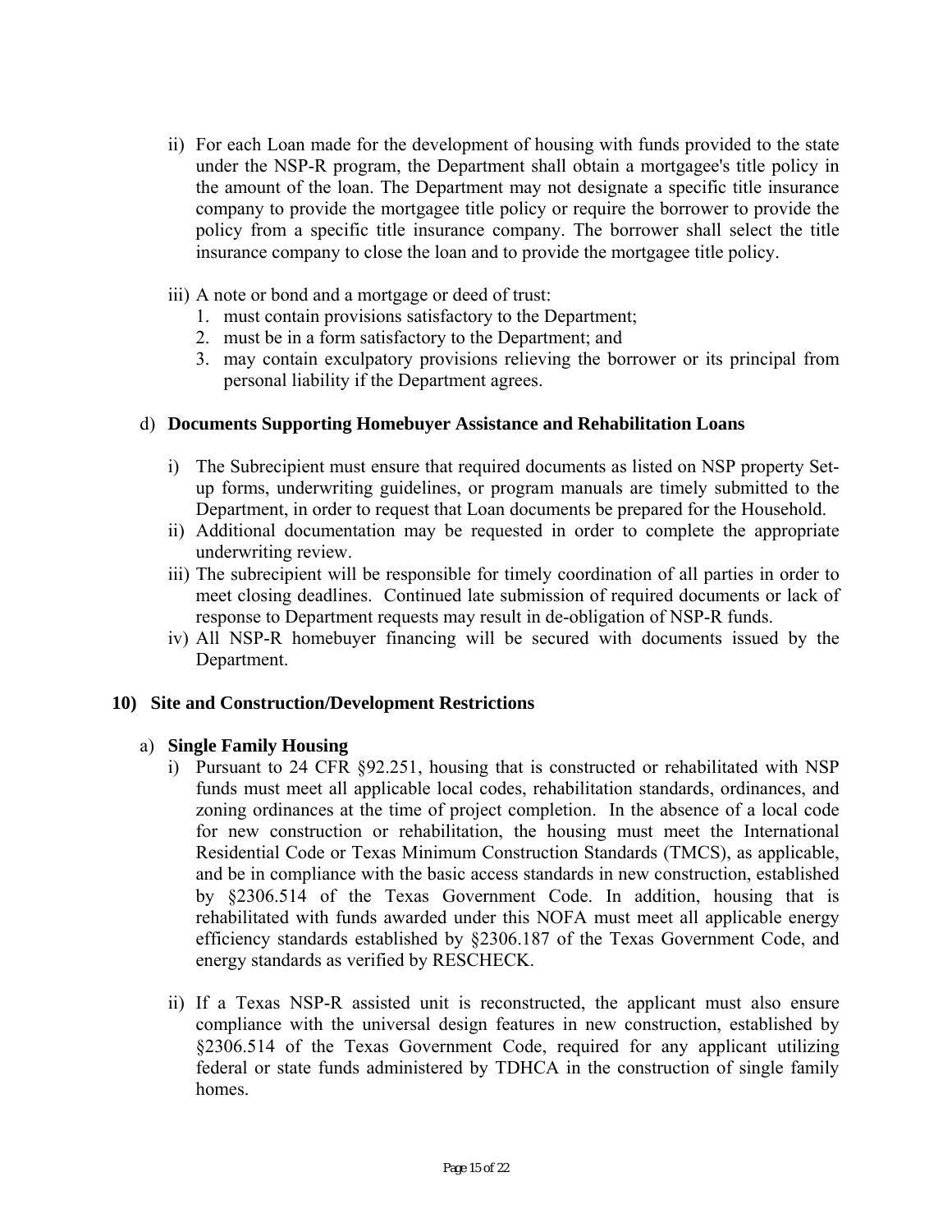ii) For each Loan made for the development of housing with funds provided to the state under the NSP-R program, the Department shall obtain a mortgagee's title policy in the amount of the loan. The Department may not designate a specific title insurance company to provide the mortgagee title policy or require the borrower to provide the policy from a specific title insurance company. The borrower shall select the title insurance company to close the loan and to provide the mortgagee title policy.

iii) A note or bond and a mortgage or deed of trust:
   1. must contain provisions satisfactory to the Department;
   2. must be in a form satisfactory to the Department; and
   3. may contain exculpatory provisions relieving the borrower or its principal from personal liability if the Department agrees.

d) **Documents Supporting Homebuyer Assistance and Rehabilitation Loans**

i) The Subrecipient must ensure that required documents as listed on NSP property Set-up forms, underwriting guidelines, or program manuals are timely submitted to the Department, in order to request that Loan documents be prepared for the Household.
ii) Additional documentation may be requested in order to complete the appropriate underwriting review.
iii) The subrecipient will be responsible for timely coordination of all parties in order to meet closing deadlines. Continued late submission of required documents or lack of response to Department requests may result in de-obligation of NSP-R funds.
iv) All NSP-R homebuyer financing will be secured with documents issued by the Department.

**10) Site and Construction/Development Restrictions**

a) **Single Family Housing**

i) Pursuant to 24 CFR §92.251, housing that is constructed or rehabilitated with NSP funds must meet all applicable local codes, rehabilitation standards, ordinances, and zoning ordinances at the time of project completion. In the absence of a local code for new construction or rehabilitation, the housing must meet the International Residential Code or Texas Minimum Construction Standards (TMCS), as applicable, and be in compliance with the basic access standards in new construction, established by §2306.514 of the Texas Government Code. In addition, housing that is rehabilitated with funds awarded under this NOFA must meet all applicable energy efficiency standards established by §2306.187 of the Texas Government Code, and energy standards as verified by RESCHECK.

ii) If a Texas NSP-R assisted unit is reconstructed, the applicant must also ensure compliance with the universal design features in new construction, established by §2306.514 of the Texas Government Code, required for any applicant utilizing federal or state funds administered by TDHCA in the construction of single family homes.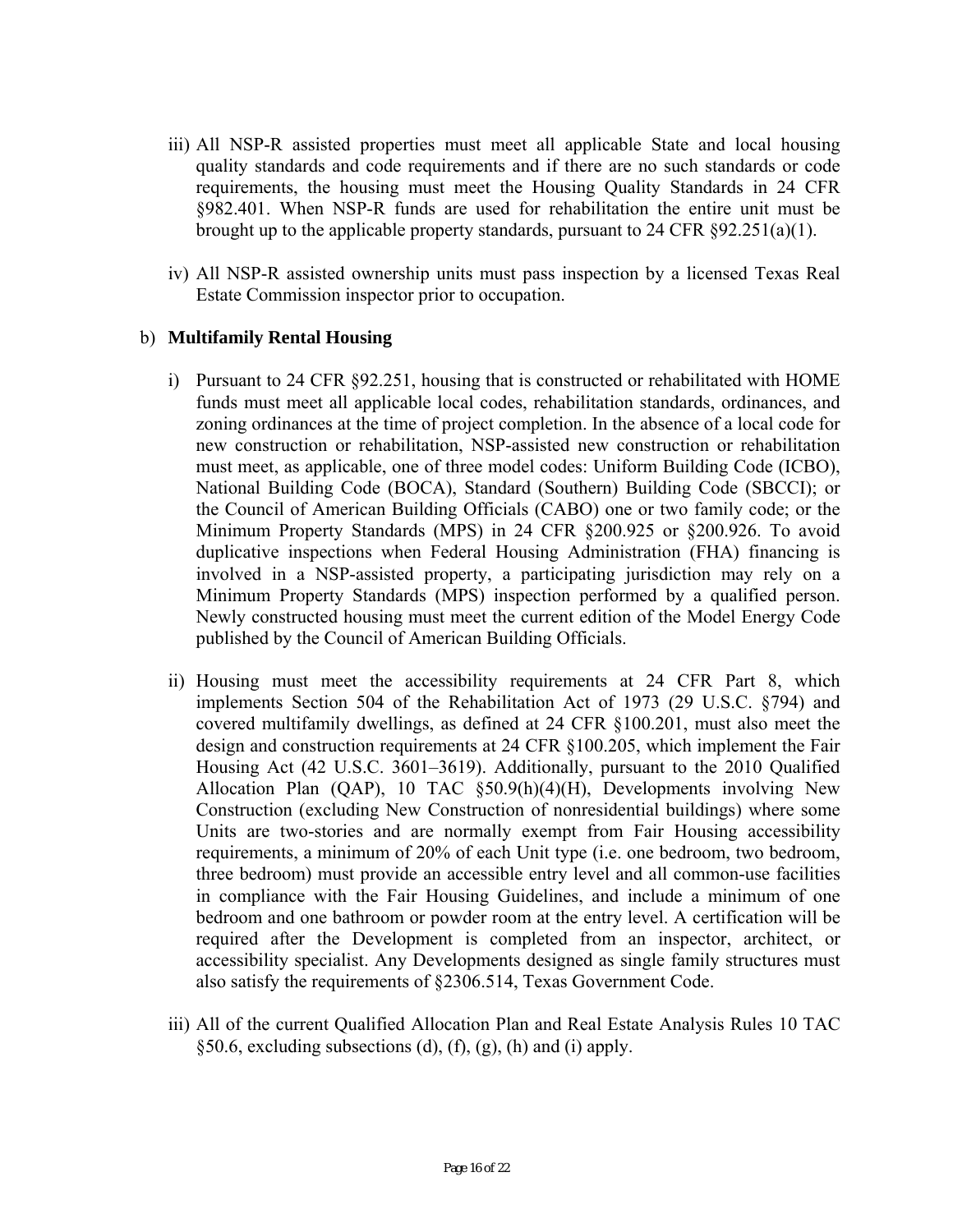iii) All NSP-R assisted properties must meet all applicable State and local housing quality standards and code requirements and if there are no such standards or code requirements, the housing must meet the Housing Quality Standards in 24 CFR §982.401. When NSP-R funds are used for rehabilitation the entire unit must be brought up to the applicable property standards, pursuant to 24 CFR §92.251(a)(1).

iv) All NSP-R assisted ownership units must pass inspection by a licensed Texas Real Estate Commission inspector prior to occupation.

b) **Multifamily Rental Housing**

i) Pursuant to 24 CFR §92.251, housing that is constructed or rehabilitated with HOME funds must meet all applicable local codes, rehabilitation standards, ordinances, and zoning ordinances at the time of project completion. In the absence of a local code for new construction or rehabilitation, NSP-assisted new construction or rehabilitation must meet, as applicable, one of three model codes: Uniform Building Code (ICBO), National Building Code (BOCA), Standard (Southern) Building Code (SBCCI); or the Council of American Building Officials (CABO) one or two family code; or the Minimum Property Standards (MPS) in 24 CFR §200.925 or §200.926. To avoid duplicative inspections when Federal Housing Administration (FHA) financing is involved in a NSP-assisted property, a participating jurisdiction may rely on a Minimum Property Standards (MPS) inspection performed by a qualified person. Newly constructed housing must meet the current edition of the Model Energy Code published by the Council of American Building Officials.

ii) Housing must meet the accessibility requirements at 24 CFR Part 8, which implements Section 504 of the Rehabilitation Act of 1973 (29 U.S.C. §794) and covered multifamily dwellings, as defined at 24 CFR §100.201, must also meet the design and construction requirements at 24 CFR §100.205, which implement the Fair Housing Act (42 U.S.C. 3601–3619). Additionally, pursuant to the 2010 Qualified Allocation Plan (QAP), 10 TAC §50.9(h)(4)(H), Developments involving New Construction (excluding New Construction of nonresidential buildings) where some Units are two-stories and are normally exempt from Fair Housing accessibility requirements, a minimum of 20% of each Unit type (i.e. one bedroom, two bedroom, three bedroom) must provide an accessible entry level and all common-use facilities in compliance with the Fair Housing Guidelines, and include a minimum of one bedroom and one bathroom or powder room at the entry level. A certification will be required after the Development is completed from an inspector, architect, or accessibility specialist. Any Developments designed as single family structures must also satisfy the requirements of §2306.514, Texas Government Code.

iii) All of the current Qualified Allocation Plan and Real Estate Analysis Rules 10 TAC §50.6, excluding subsections (d), (f), (g), (h) and (i) apply.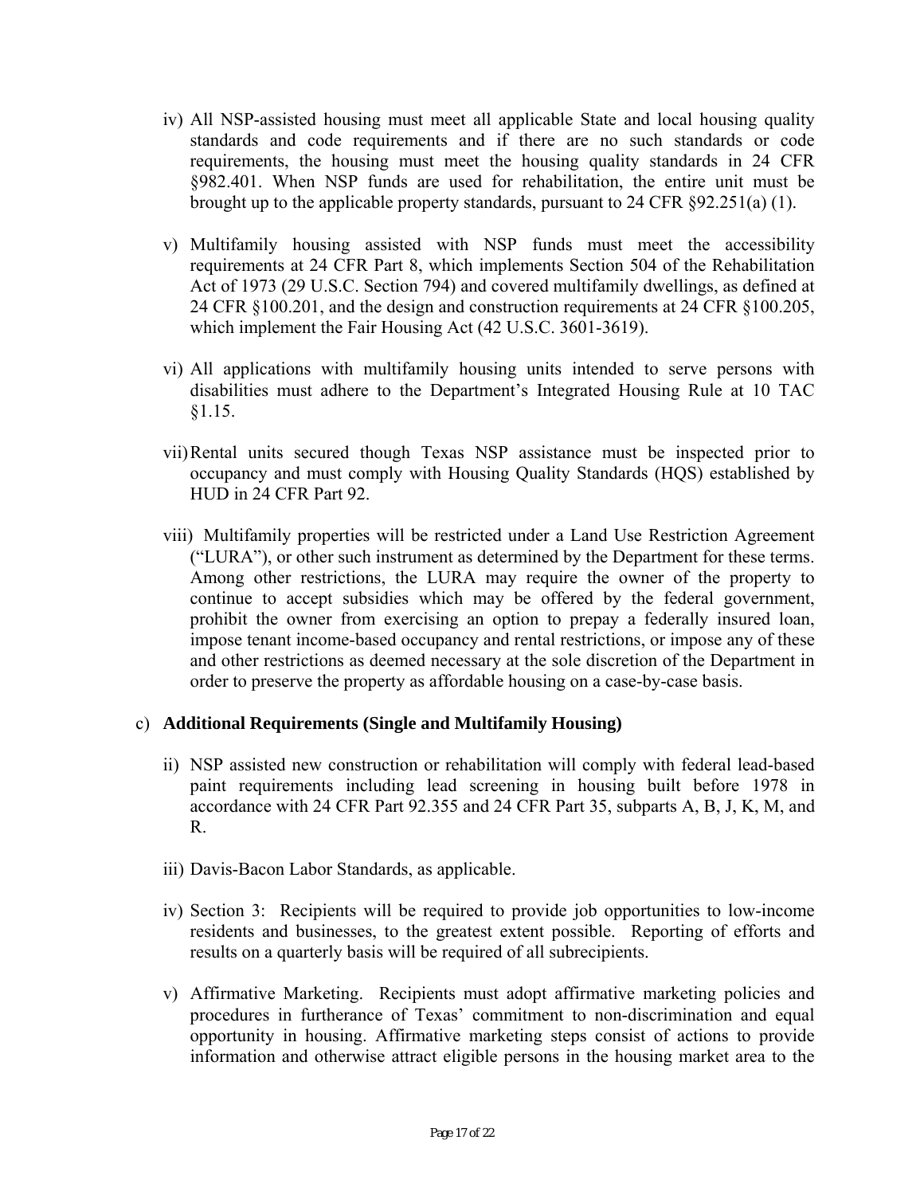iv) All NSP-assisted housing must meet all applicable State and local housing quality standards and code requirements and if there are no such standards or code requirements, the housing must meet the housing quality standards in 24 CFR §982.401. When NSP funds are used for rehabilitation, the entire unit must be brought up to the applicable property standards, pursuant to 24 CFR §92.251(a) (1).

v) Multifamily housing assisted with NSP funds must meet the accessibility requirements at 24 CFR Part 8, which implements Section 504 of the Rehabilitation Act of 1973 (29 U.S.C. Section 794) and covered multifamily dwellings, as defined at 24 CFR §100.201, and the design and construction requirements at 24 CFR §100.205, which implement the Fair Housing Act (42 U.S.C. 3601-3619).

vi) All applications with multifamily housing units intended to serve persons with disabilities must adhere to the Department's Integrated Housing Rule at 10 TAC §1.15.

vii) Rental units secured though Texas NSP assistance must be inspected prior to occupancy and must comply with Housing Quality Standards (HQS) established by HUD in 24 CFR Part 92.

viii) Multifamily properties will be restricted under a Land Use Restriction Agreement ("LURA"), or other such instrument as determined by the Department for these terms. Among other restrictions, the LURA may require the owner of the property to continue to accept subsidies which may be offered by the federal government, prohibit the owner from exercising an option to prepay a federally insured loan, impose tenant income-based occupancy and rental restrictions, or impose any of these and other restrictions as deemed necessary at the sole discretion of the Department in order to preserve the property as affordable housing on a case-by-case basis.

c) **Additional Requirements (Single and Multifamily Housing)**

ii) NSP assisted new construction or rehabilitation will comply with federal lead-based paint requirements including lead screening in housing built before 1978 in accordance with 24 CFR Part 92.355 and 24 CFR Part 35, subparts A, B, J, K, M, and R.

iii) Davis-Bacon Labor Standards, as applicable.

iv) Section 3: Recipients will be required to provide job opportunities to low-income residents and businesses, to the greatest extent possible. Reporting of efforts and results on a quarterly basis will be required of all subrecipients.

v) Affirmative Marketing. Recipients must adopt affirmative marketing policies and procedures in furtherance of Texas' commitment to non-discrimination and equal opportunity in housing. Affirmative marketing steps consist of actions to provide information and otherwise attract eligible persons in the housing market area to the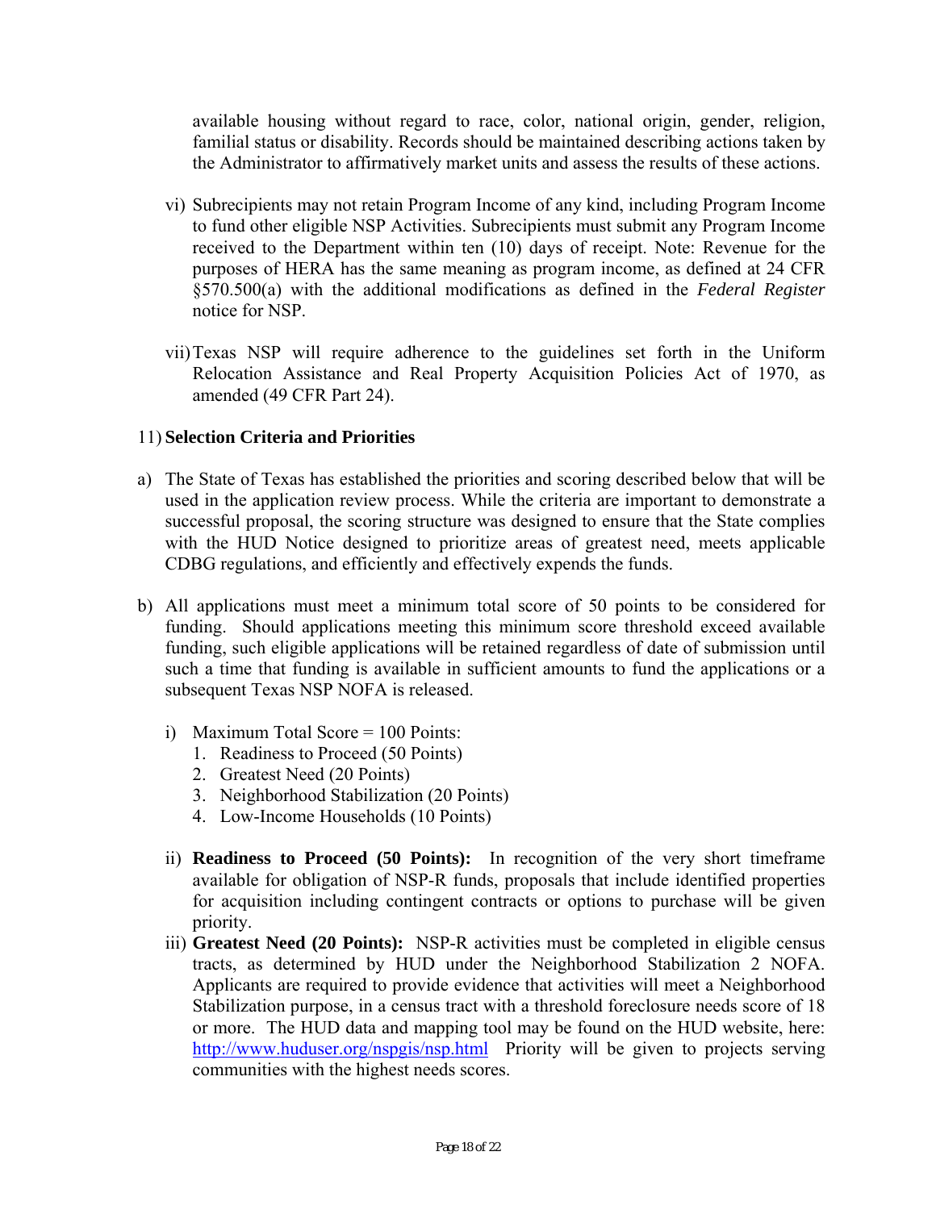available housing without regard to race, color, national origin, gender, religion, familial status or disability. Records should be maintained describing actions taken by the Administrator to affirmatively market units and assess the results of these actions.

vi) Subrecipients may not retain Program Income of any kind, including Program Income to fund other eligible NSP Activities. Subrecipients must submit any Program Income received to the Department within ten (10) days of receipt. Note: Revenue for the purposes of HERA has the same meaning as program income, as defined at 24 CFR §570.500(a) with the additional modifications as defined in the *Federal Register* notice for NSP.

vii) Texas NSP will require adherence to the guidelines set forth in the Uniform Relocation Assistance and Real Property Acquisition Policies Act of 1970, as amended (49 CFR Part 24).

11) **Selection Criteria and Priorities**

a) The State of Texas has established the priorities and scoring described below that will be used in the application review process. While the criteria are important to demonstrate a successful proposal, the scoring structure was designed to ensure that the State complies with the HUD Notice designed to prioritize areas of greatest need, meets applicable CDBG regulations, and efficiently and effectively expends the funds.

b) All applications must meet a minimum total score of 50 points to be considered for funding. Should applications meeting this minimum score threshold exceed available funding, such eligible applications will be retained regardless of date of submission until such a time that funding is available in sufficient amounts to fund the applications or a subsequent Texas NSP NOFA is released.

   i) Maximum Total Score = 100 Points:
      1. Readiness to Proceed (50 Points)
      2. Greatest Need (20 Points)
      3. Neighborhood Stabilization (20 Points)
      4. Low-Income Households (10 Points)

   ii) **Readiness to Proceed (50 Points):** In recognition of the very short timeframe available for obligation of NSP-R funds, proposals that include identified properties for acquisition including contingent contracts or options to purchase will be given priority.

   iii) **Greatest Need (20 Points):** NSP-R activities must be completed in eligible census tracts, as determined by HUD under the Neighborhood Stabilization 2 NOFA. Applicants are required to provide evidence that activities will meet a Neighborhood Stabilization purpose, in a census tract with a threshold foreclosure needs score of 18 or more. The HUD data and mapping tool may be found on the HUD website, here: http://www.huduser.org/nspgis/nsp.html Priority will be given to projects serving communities with the highest needs scores.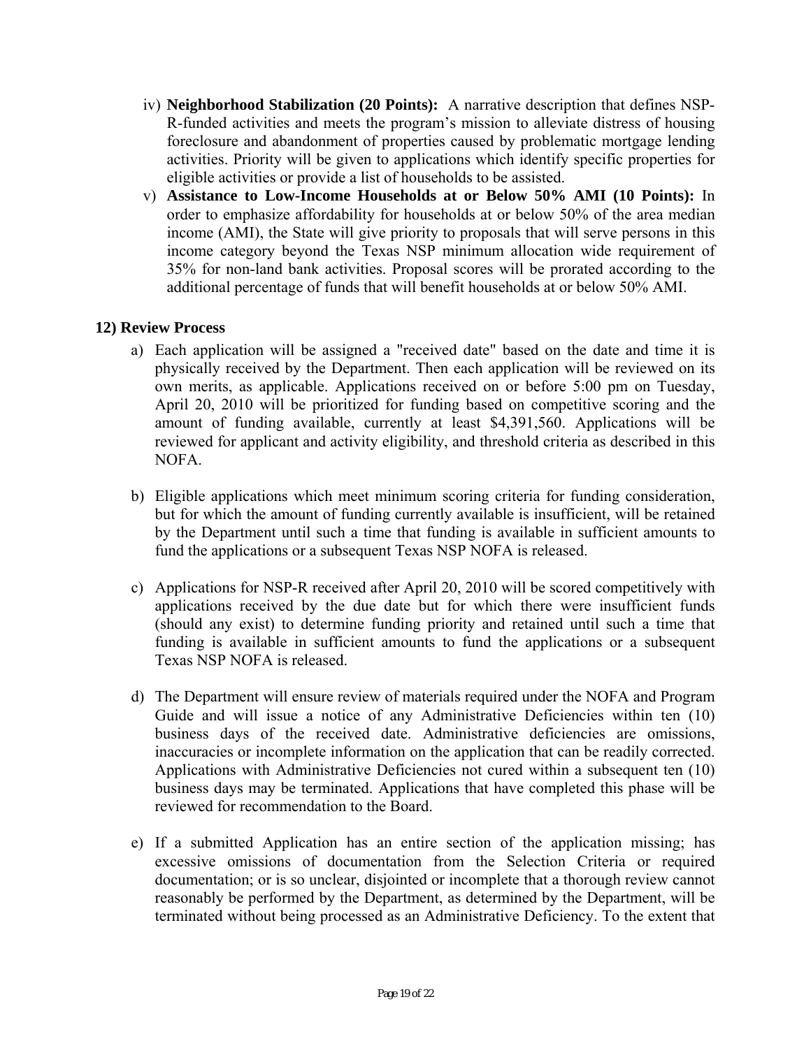iv) **Neighborhood Stabilization (20 Points):** A narrative description that defines NSP-R-funded activities and meets the program's mission to alleviate distress of housing foreclosure and abandonment of properties caused by problematic mortgage lending activities. Priority will be given to applications which identify specific properties for eligible activities or provide a list of households to be assisted.

v) **Assistance to Low-Income Households at or Below 50% AMI (10 Points):** In order to emphasize affordability for households at or below 50% of the area median income (AMI), the State will give priority to proposals that will serve persons in this income category beyond the Texas NSP minimum allocation wide requirement of 35% for non-land bank activities. Proposal scores will be prorated according to the additional percentage of funds that will benefit households at or below 50% AMI.

**12) Review Process**

a) Each application will be assigned a "received date" based on the date and time it is physically received by the Department. Then each application will be reviewed on its own merits, as applicable. Applications received on or before 5:00 pm on Tuesday, April 20, 2010 will be prioritized for funding based on competitive scoring and the amount of funding available, currently at least $4,391,560. Applications will be reviewed for applicant and activity eligibility, and threshold criteria as described in this NOFA.

b) Eligible applications which meet minimum scoring criteria for funding consideration, but for which the amount of funding currently available is insufficient, will be retained by the Department until such a time that funding is available in sufficient amounts to fund the applications or a subsequent Texas NSP NOFA is released.

c) Applications for NSP-R received after April 20, 2010 will be scored competitively with applications received by the due date but for which there were insufficient funds (should any exist) to determine funding priority and retained until such a time that funding is available in sufficient amounts to fund the applications or a subsequent Texas NSP NOFA is released.

d) The Department will ensure review of materials required under the NOFA and Program Guide and will issue a notice of any Administrative Deficiencies within ten (10) business days of the received date. Administrative deficiencies are omissions, inaccuracies or incomplete information on the application that can be readily corrected. Applications with Administrative Deficiencies not cured within a subsequent ten (10) business days may be terminated. Applications that have completed this phase will be reviewed for recommendation to the Board.

e) If a submitted Application has an entire section of the application missing; has excessive omissions of documentation from the Selection Criteria or required documentation; or is so unclear, disjointed or incomplete that a thorough review cannot reasonably be performed by the Department, as determined by the Department, will be terminated without being processed as an Administrative Deficiency. To the extent that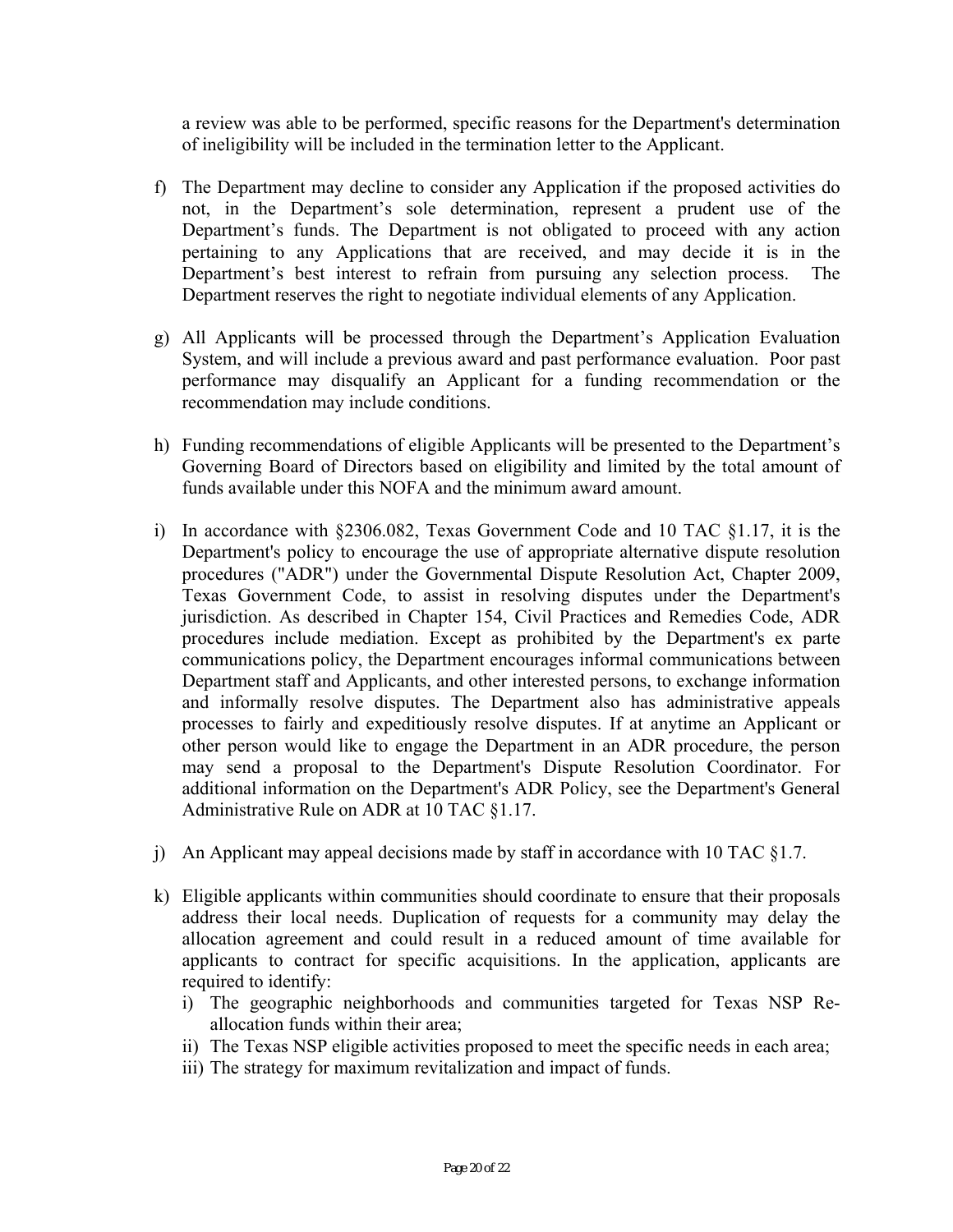a review was able to be performed, specific reasons for the Department's determination of ineligibility will be included in the termination letter to the Applicant.

f) The Department may decline to consider any Application if the proposed activities do not, in the Department's sole determination, represent a prudent use of the Department's funds. The Department is not obligated to proceed with any action pertaining to any Applications that are received, and may decide it is in the Department's best interest to refrain from pursuing any selection process. The Department reserves the right to negotiate individual elements of any Application.

g) All Applicants will be processed through the Department's Application Evaluation System, and will include a previous award and past performance evaluation. Poor past performance may disqualify an Applicant for a funding recommendation or the recommendation may include conditions.

h) Funding recommendations of eligible Applicants will be presented to the Department's Governing Board of Directors based on eligibility and limited by the total amount of funds available under this NOFA and the minimum award amount.

i) In accordance with §2306.082, Texas Government Code and 10 TAC §1.17, it is the Department's policy to encourage the use of appropriate alternative dispute resolution procedures ("ADR") under the Governmental Dispute Resolution Act, Chapter 2009, Texas Government Code, to assist in resolving disputes under the Department's jurisdiction. As described in Chapter 154, Civil Practices and Remedies Code, ADR procedures include mediation. Except as prohibited by the Department's ex parte communications policy, the Department encourages informal communications between Department staff and Applicants, and other interested persons, to exchange information and informally resolve disputes. The Department also has administrative appeals processes to fairly and expeditiously resolve disputes. If at anytime an Applicant or other person would like to engage the Department in an ADR procedure, the person may send a proposal to the Department's Dispute Resolution Coordinator. For additional information on the Department's ADR Policy, see the Department's General Administrative Rule on ADR at 10 TAC §1.17.

j) An Applicant may appeal decisions made by staff in accordance with 10 TAC §1.7.

k) Eligible applicants within communities should coordinate to ensure that their proposals address their local needs. Duplication of requests for a community may delay the allocation agreement and could result in a reduced amount of time available for applicants to contract for specific acquisitions. In the application, applicants are required to identify:
   i) The geographic neighborhoods and communities targeted for Texas NSP Re-allocation funds within their area;
   ii) The Texas NSP eligible activities proposed to meet the specific needs in each area;
   iii) The strategy for maximum revitalization and impact of funds.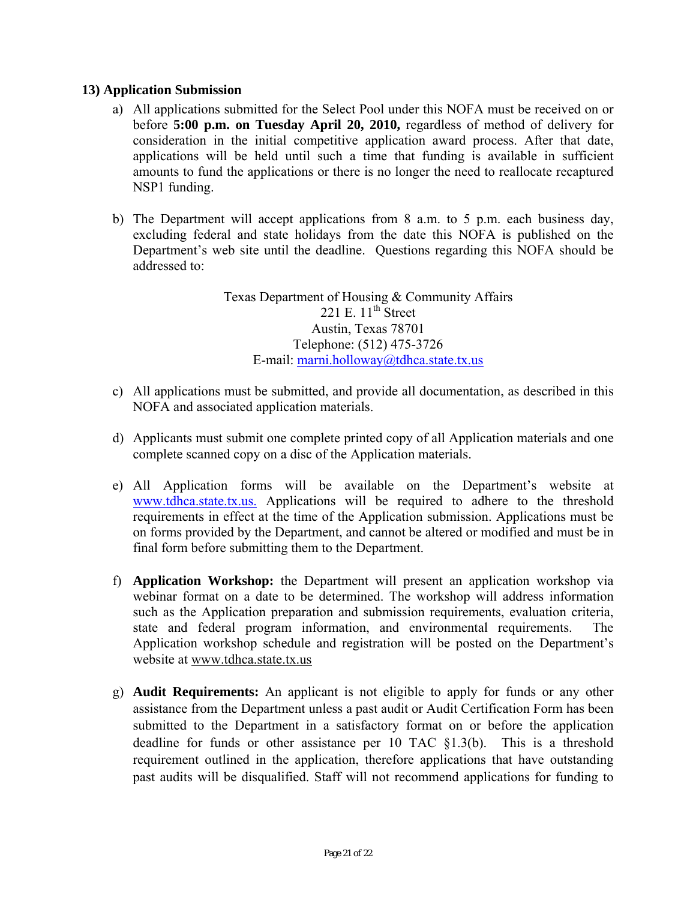### 13) Application Submission

a) All applications submitted for the Select Pool under this NOFA must be received on or before **5:00 p.m. on Tuesday April 20, 2010,** regardless of method of delivery for consideration in the initial competitive application award process. After that date, applications will be held until such a time that funding is available in sufficient amounts to fund the applications or there is no longer the need to reallocate recaptured NSP1 funding.

b) The Department will accept applications from 8 a.m. to 5 p.m. each business day, excluding federal and state holidays from the date this NOFA is published on the Department's web site until the deadline. Questions regarding this NOFA should be addressed to:

Texas Department of Housing & Community Affairs
221 E. 11th Street
Austin, Texas 78701
Telephone: (512) 475-3726
E-mail: marni.holloway@tdhca.state.tx.us

c) All applications must be submitted, and provide all documentation, as described in this NOFA and associated application materials.

d) Applicants must submit one complete printed copy of all Application materials and one complete scanned copy on a disc of the Application materials.

e) All Application forms will be available on the Department's website at www.tdhca.state.tx.us. Applications will be required to adhere to the threshold requirements in effect at the time of the Application submission. Applications must be on forms provided by the Department, and cannot be altered or modified and must be in final form before submitting them to the Department.

f) **Application Workshop:** the Department will present an application workshop via webinar format on a date to be determined. The workshop will address information such as the Application preparation and submission requirements, evaluation criteria, state and federal program information, and environmental requirements. The Application workshop schedule and registration will be posted on the Department's website at www.tdhca.state.tx.us

g) **Audit Requirements:** An applicant is not eligible to apply for funds or any other assistance from the Department unless a past audit or Audit Certification Form has been submitted to the Department in a satisfactory format on or before the application deadline for funds or other assistance per 10 TAC §1.3(b). This is a threshold requirement outlined in the application, therefore applications that have outstanding past audits will be disqualified. Staff will not recommend applications for funding to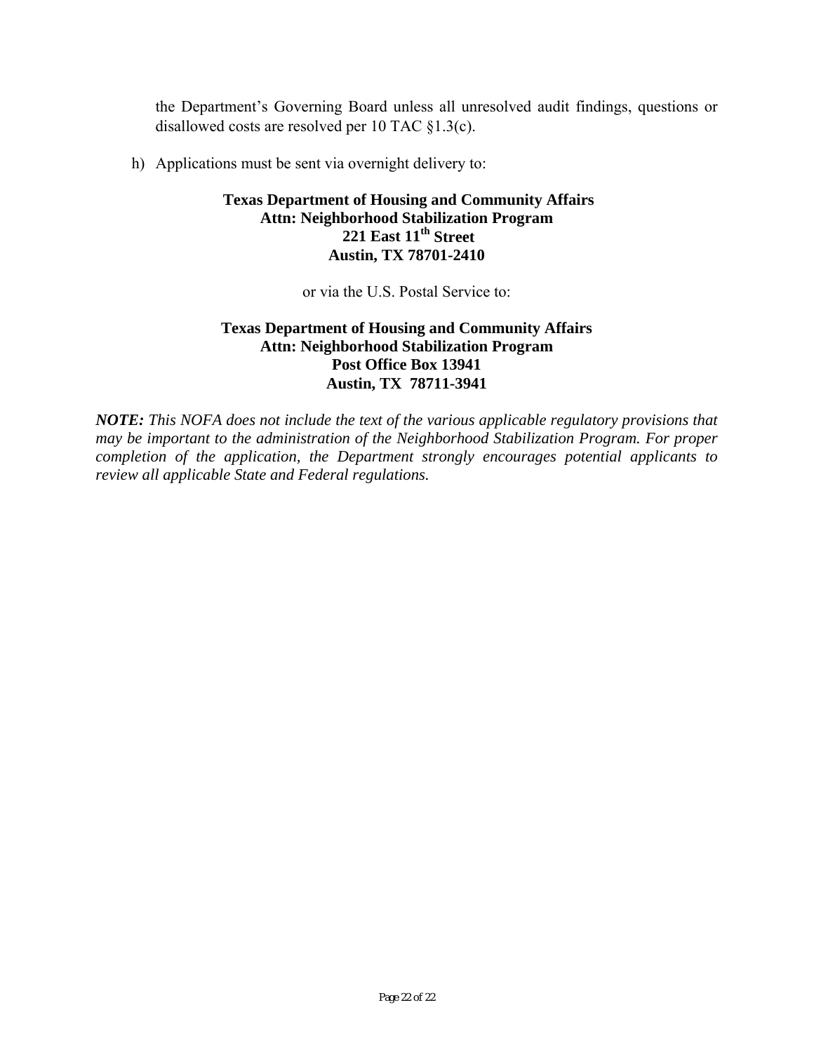the Department's Governing Board unless all unresolved audit findings, questions or disallowed costs are resolved per 10 TAC §1.3(c).

h) Applications must be sent via overnight delivery to:

**Texas Department of Housing and Community Affairs**
**Attn: Neighborhood Stabilization Program**
**221 East 11th Street**
**Austin, TX 78701-2410**

or via the U.S. Postal Service to:

**Texas Department of Housing and Community Affairs**
**Attn: Neighborhood Stabilization Program**
**Post Office Box 13941**
**Austin, TX 78711-3941**

***NOTE:*** *This NOFA does not include the text of the various applicable regulatory provisions that may be important to the administration of the Neighborhood Stabilization Program. For proper completion of the application, the Department strongly encourages potential applicants to review all applicable State and Federal regulations.*